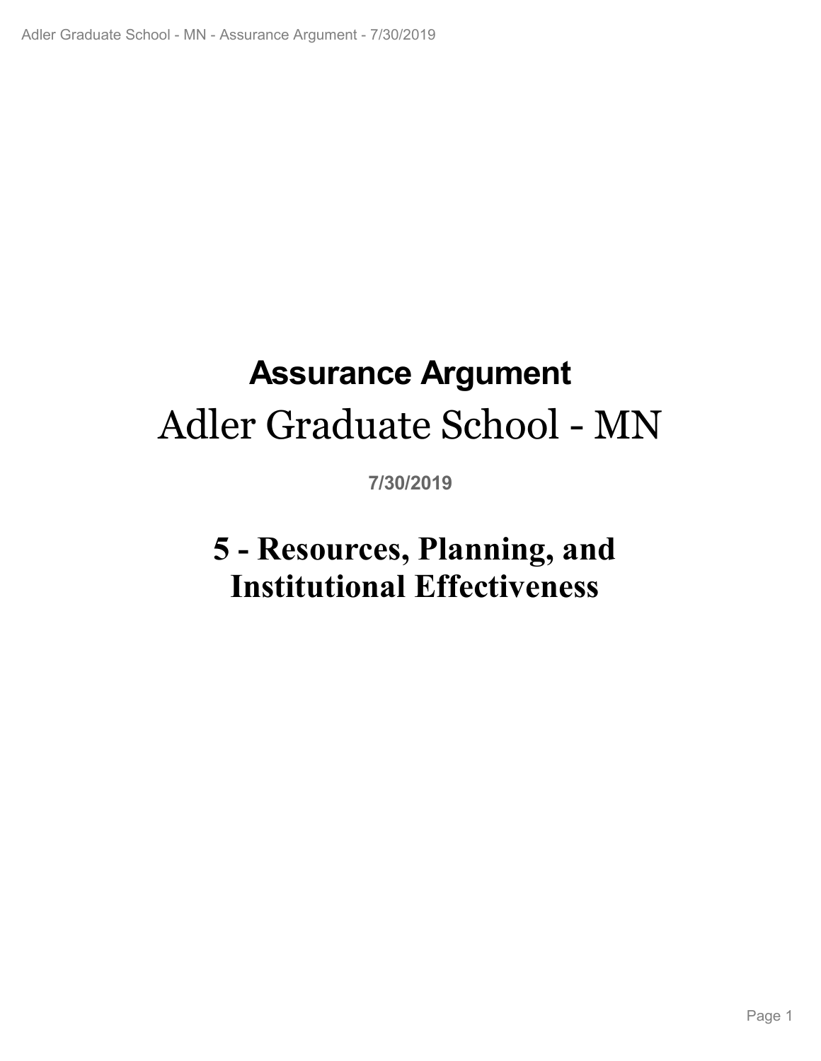# Assurance Argument

# Adler Graduate School - MN

**7/30/2019**

# 5 - Resources, Planning, and Institutional Effectiveness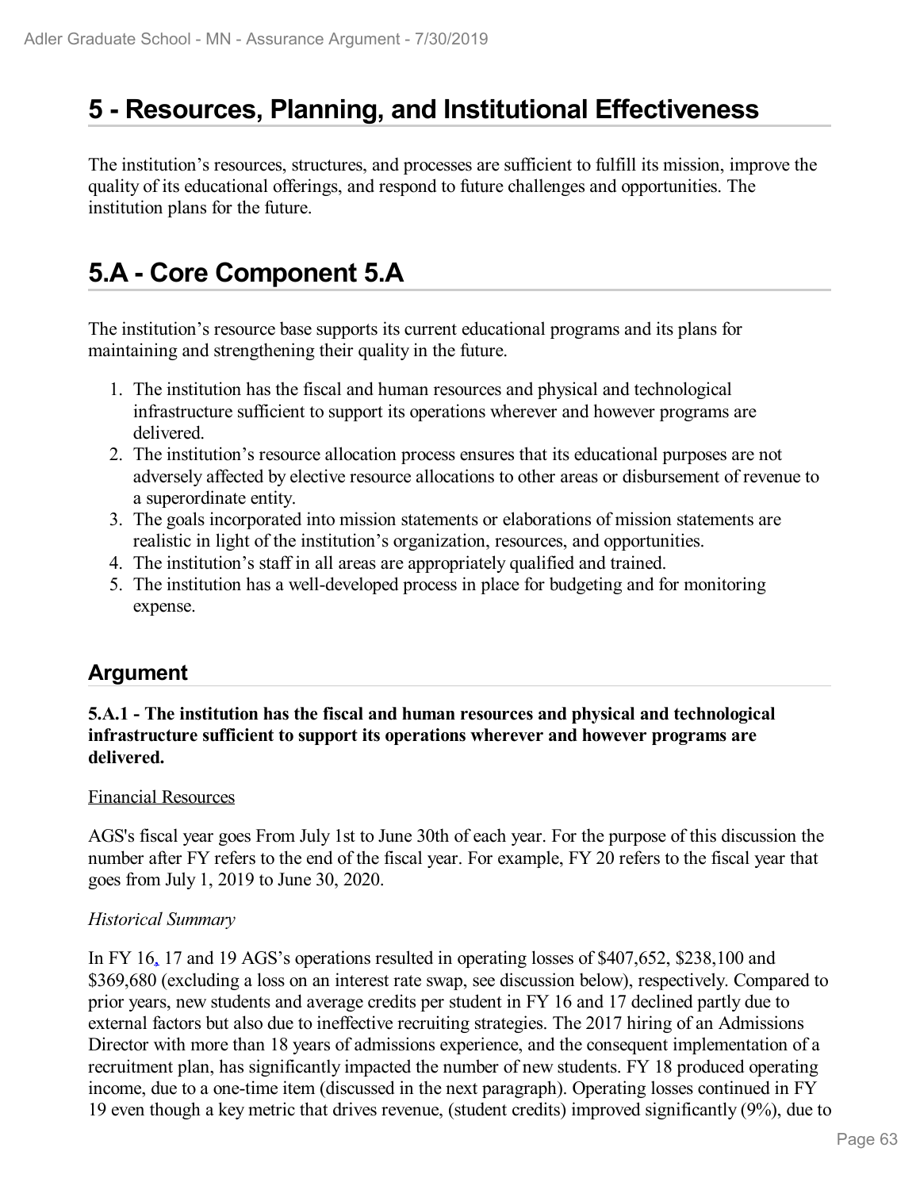# 5 - Resources, Planning, and Institutional Effectiveness

The institution's resources, structures, and processes are sufficient to fulfill its mission, improve the quality of its educational offerings, and respond to future challenges and opportunities. The institution plans for the future.

# 5.A - Core Component 5.A

The institution's resource base supports its current educational programs and its plans for maintaining and strengthening their quality in the future.

1. The institution has the fiscal and human resources and physical and technological infrastructure sufficient to support its operations wherever and however programs are delivered.
2. The institution's resource allocation process ensures that its educational purposes are not adversely affected by elective resource allocations to other areas or disbursement of revenue to a superordinate entity.
3. The goals incorporated into mission statements or elaborations of mission statements are realistic in light of the institution's organization, resources, and opportunities.
4. The institution's staff in all areas are appropriately qualified and trained.
5. The institution has a well-developed process in place for budgeting and for monitoring expense.

## Argument

**5.A.1 - The institution has the fiscal and human resources and physical and technological infrastructure sufficient to support its operations wherever and however programs are delivered.**

Financial Resources

AGS's fiscal year goes From July 1st to June 30th of each year. For the purpose of this discussion the number after FY refers to the end of the fiscal year. For example, FY 20 refers to the fiscal year that goes from July 1, 2019 to June 30, 2020.

*Historical Summary*

In FY 16, 17 and 19 AGS's operations resulted in operating losses of $407,652, $238,100 and $369,680 (excluding a loss on an interest rate swap, see discussion below), respectively. Compared to prior years, new students and average credits per student in FY 16 and 17 declined partly due to external factors but also due to ineffective recruiting strategies. The 2017 hiring of an Admissions Director with more than 18 years of admissions experience, and the consequent implementation of a recruitment plan, has significantly impacted the number of new students. FY 18 produced operating income, due to a one-time item (discussed in the next paragraph). Operating losses continued in FY 19 even though a key metric that drives revenue, (student credits) improved significantly (9%), due to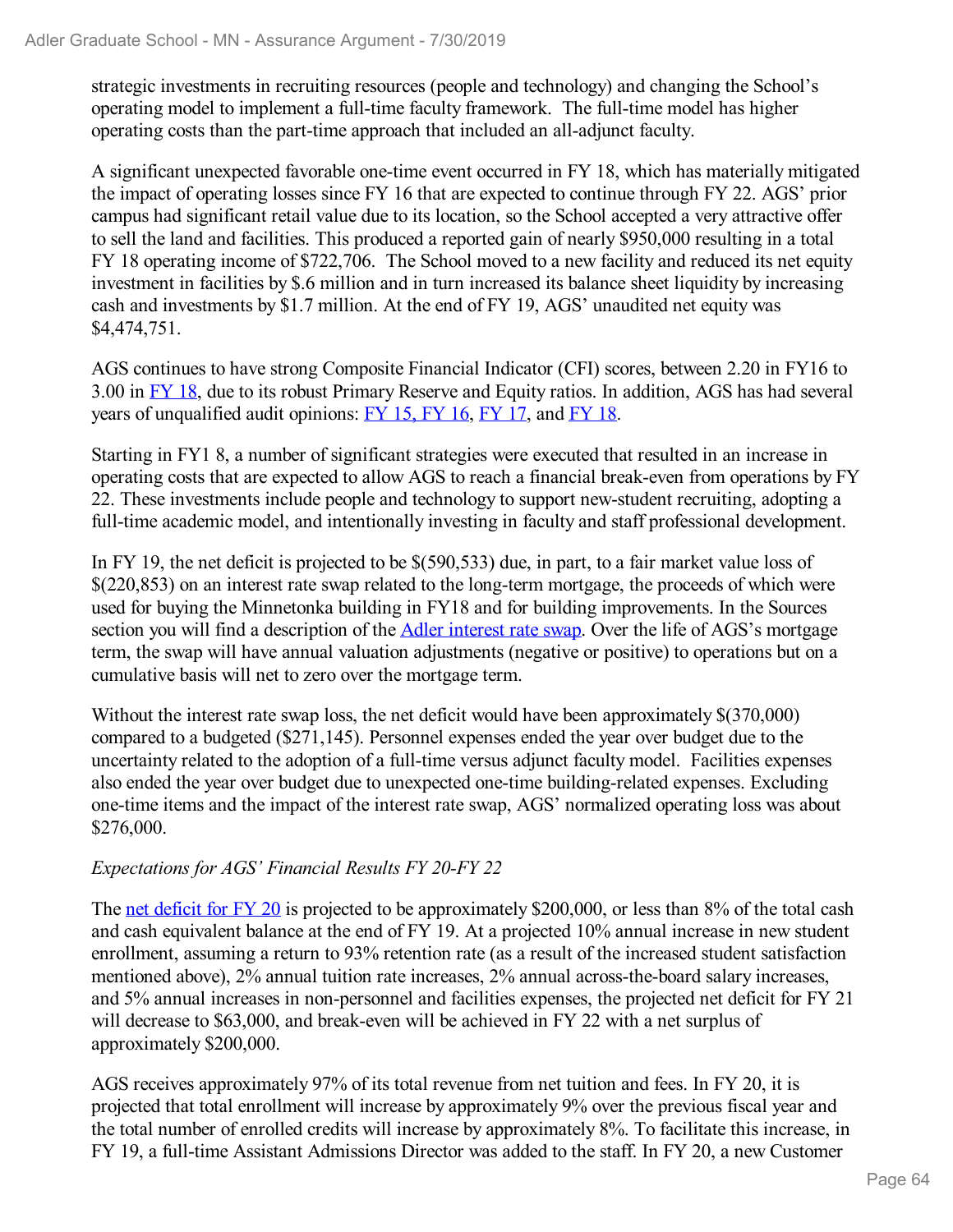strategic investments in recruiting resources (people and technology) and changing the School's operating model to implement a full-time faculty framework. The full-time model has higher operating costs than the part-time approach that included an all-adjunct faculty.

A significant unexpected favorable one-time event occurred in FY 18, which has materially mitigated the impact of operating losses since FY 16 that are expected to continue through FY 22. AGS' prior campus had significant retail value due to its location, so the School accepted a very attractive offer to sell the land and facilities. This produced a reported gain of nearly $950,000 resulting in a total FY 18 operating income of $722,706. The School moved to a new facility and reduced its net equity investment in facilities by $.6 million and in turn increased its balance sheet liquidity by increasing cash and investments by $1.7 million. At the end of FY 19, AGS' unaudited net equity was $4,474,751.

AGS continues to have strong Composite Financial Indicator (CFI) scores, between 2.20 in FY16 to 3.00 in FY 18, due to its robust Primary Reserve and Equity ratios. In addition, AGS has had several years of unqualified audit opinions: FY 15, FY 16, FY 17, and FY 18.

Starting in FY1 8, a number of significant strategies were executed that resulted in an increase in operating costs that are expected to allow AGS to reach a financial break-even from operations by FY 22. These investments include people and technology to support new-student recruiting, adopting a full-time academic model, and intentionally investing in faculty and staff professional development.

In FY 19, the net deficit is projected to be $(590,533) due, in part, to a fair market value loss of $(220,853) on an interest rate swap related to the long-term mortgage, the proceeds of which were used for buying the Minnetonka building in FY18 and for building improvements. In the Sources section you will find a description of the Adler interest rate swap. Over the life of AGS's mortgage term, the swap will have annual valuation adjustments (negative or positive) to operations but on a cumulative basis will net to zero over the mortgage term.

Without the interest rate swap loss, the net deficit would have been approximately $(370,000) compared to a budgeted ($271,145). Personnel expenses ended the year over budget due to the uncertainty related to the adoption of a full-time versus adjunct faculty model. Facilities expenses also ended the year over budget due to unexpected one-time building-related expenses. Excluding one-time items and the impact of the interest rate swap, AGS' normalized operating loss was about $276,000.

*Expectations for AGS' Financial Results FY 20-FY 22*

The net deficit for FY 20 is projected to be approximately $200,000, or less than 8% of the total cash and cash equivalent balance at the end of FY 19. At a projected 10% annual increase in new student enrollment, assuming a return to 93% retention rate (as a result of the increased student satisfaction mentioned above), 2% annual tuition rate increases, 2% annual across-the-board salary increases, and 5% annual increases in non-personnel and facilities expenses, the projected net deficit for FY 21 will decrease to $63,000, and break-even will be achieved in FY 22 with a net surplus of approximately $200,000.

AGS receives approximately 97% of its total revenue from net tuition and fees. In FY 20, it is projected that total enrollment will increase by approximately 9% over the previous fiscal year and the total number of enrolled credits will increase by approximately 8%. To facilitate this increase, in FY 19, a full-time Assistant Admissions Director was added to the staff. In FY 20, a new Customer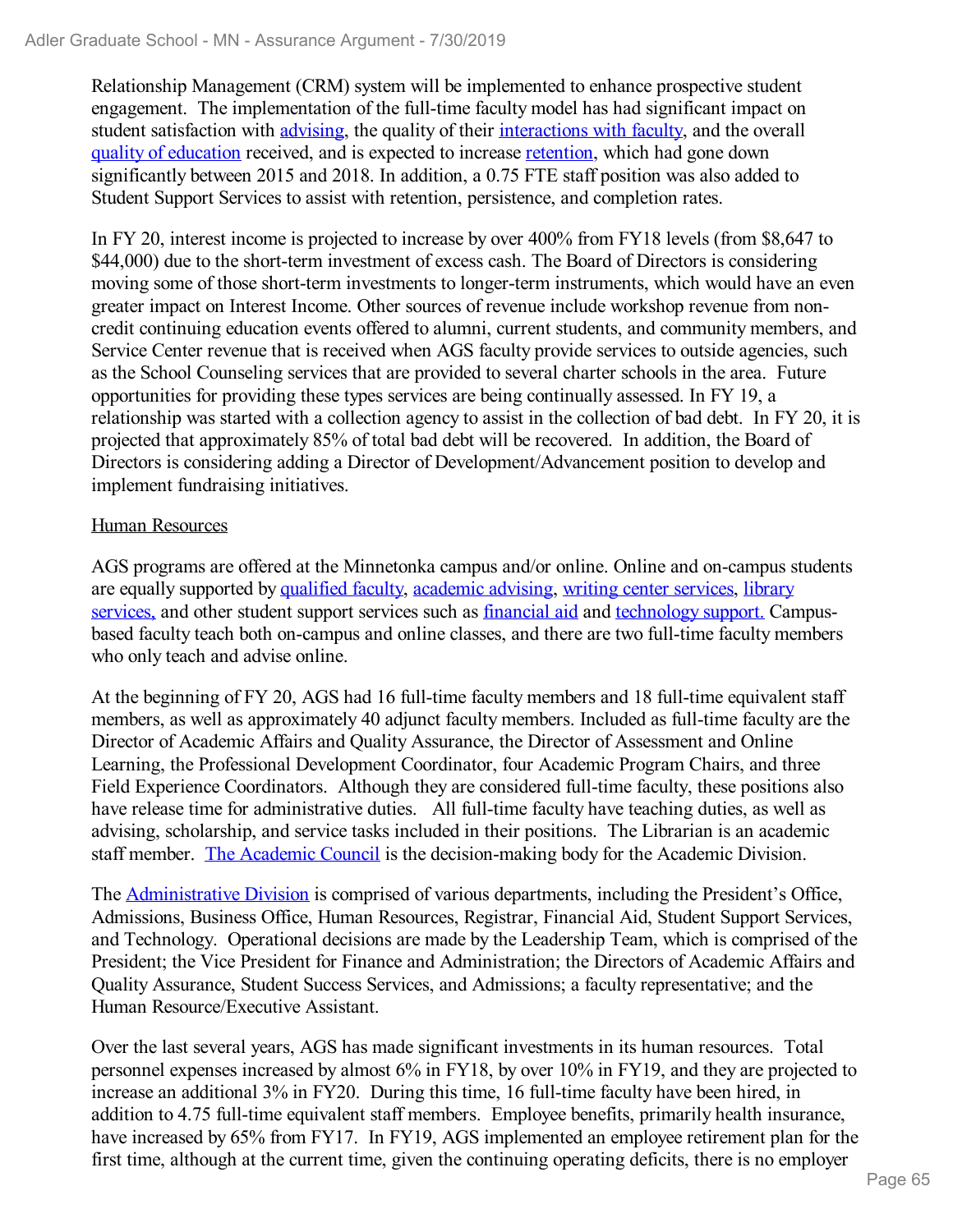Relationship Management (CRM) system will be implemented to enhance prospective student engagement. The implementation of the full-time faculty model has had significant impact on student satisfaction with advising, the quality of their interactions with faculty, and the overall quality of education received, and is expected to increase retention, which had gone down significantly between 2015 and 2018. In addition, a 0.75 FTE staff position was also added to Student Support Services to assist with retention, persistence, and completion rates.

In FY 20, interest income is projected to increase by over 400% from FY18 levels (from $8,647 to $44,000) due to the short-term investment of excess cash. The Board of Directors is considering moving some of those short-term investments to longer-term instruments, which would have an even greater impact on Interest Income. Other sources of revenue include workshop revenue from non-credit continuing education events offered to alumni, current students, and community members, and Service Center revenue that is received when AGS faculty provide services to outside agencies, such as the School Counseling services that are provided to several charter schools in the area. Future opportunities for providing these types services are being continually assessed. In FY 19, a relationship was started with a collection agency to assist in the collection of bad debt. In FY 20, it is projected that approximately 85% of total bad debt will be recovered. In addition, the Board of Directors is considering adding a Director of Development/Advancement position to develop and implement fundraising initiatives.

Human Resources

AGS programs are offered at the Minnetonka campus and/or online. Online and on-campus students are equally supported by qualified faculty, academic advising, writing center services, library services, and other student support services such as financial aid and technology support. Campus-based faculty teach both on-campus and online classes, and there are two full-time faculty members who only teach and advise online.

At the beginning of FY 20, AGS had 16 full-time faculty members and 18 full-time equivalent staff members, as well as approximately 40 adjunct faculty members. Included as full-time faculty are the Director of Academic Affairs and Quality Assurance, the Director of Assessment and Online Learning, the Professional Development Coordinator, four Academic Program Chairs, and three Field Experience Coordinators. Although they are considered full-time faculty, these positions also have release time for administrative duties. All full-time faculty have teaching duties, as well as advising, scholarship, and service tasks included in their positions. The Librarian is an academic staff member. The Academic Council is the decision-making body for the Academic Division.

The Administrative Division is comprised of various departments, including the President's Office, Admissions, Business Office, Human Resources, Registrar, Financial Aid, Student Support Services, and Technology. Operational decisions are made by the Leadership Team, which is comprised of the President; the Vice President for Finance and Administration; the Directors of Academic Affairs and Quality Assurance, Student Success Services, and Admissions; a faculty representative; and the Human Resource/Executive Assistant.

Over the last several years, AGS has made significant investments in its human resources. Total personnel expenses increased by almost 6% in FY18, by over 10% in FY19, and they are projected to increase an additional 3% in FY20. During this time, 16 full-time faculty have been hired, in addition to 4.75 full-time equivalent staff members. Employee benefits, primarily health insurance, have increased by 65% from FY17. In FY19, AGS implemented an employee retirement plan for the first time, although at the current time, given the continuing operating deficits, there is no employer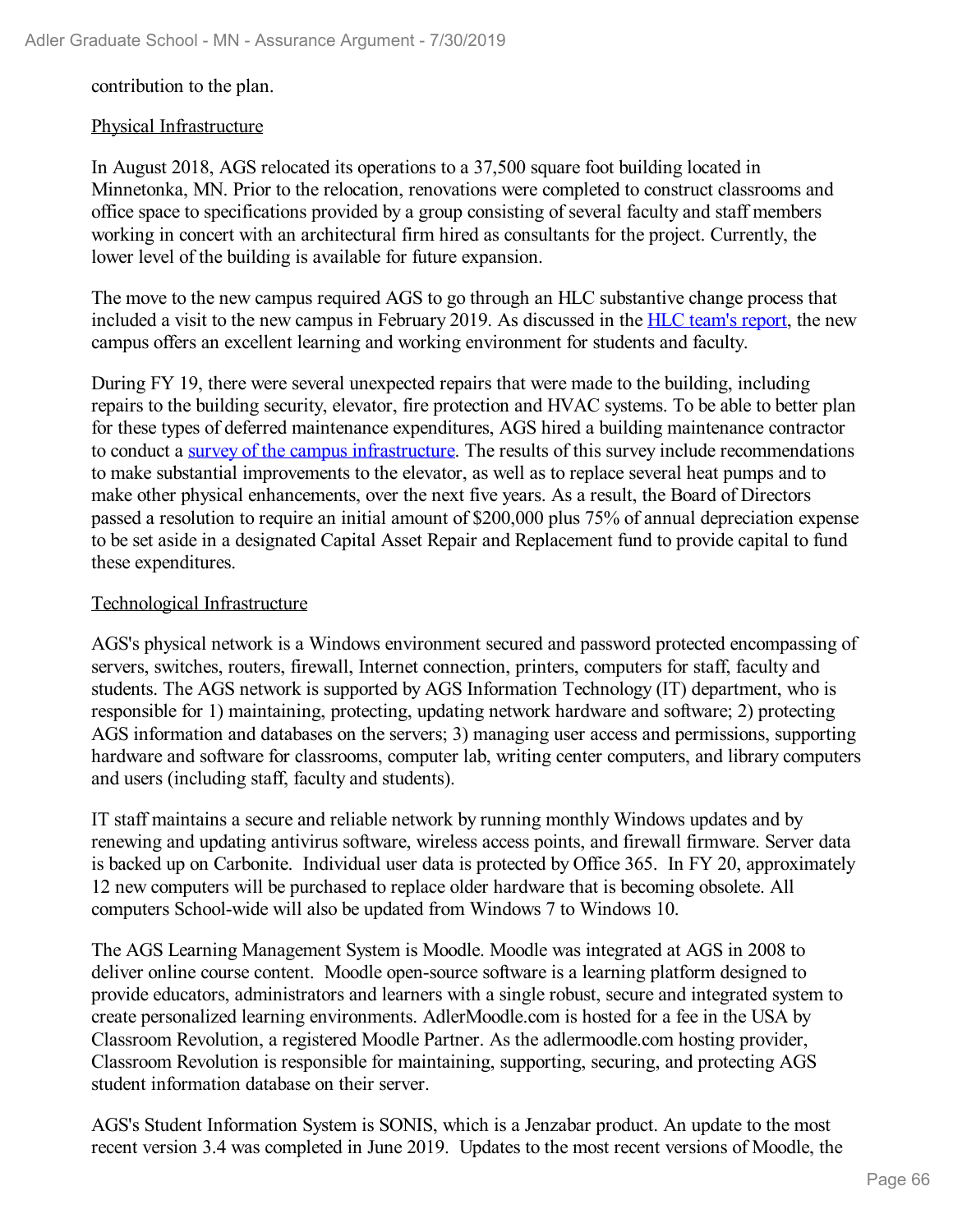contribution to the plan.

Physical Infrastructure

In August 2018, AGS relocated its operations to a 37,500 square foot building located in Minnetonka, MN. Prior to the relocation, renovations were completed to construct classrooms and office space to specifications provided by a group consisting of several faculty and staff members working in concert with an architectural firm hired as consultants for the project. Currently, the lower level of the building is available for future expansion.

The move to the new campus required AGS to go through an HLC substantive change process that included a visit to the new campus in February 2019. As discussed in the HLC team's report, the new campus offers an excellent learning and working environment for students and faculty.

During FY 19, there were several unexpected repairs that were made to the building, including repairs to the building security, elevator, fire protection and HVAC systems. To be able to better plan for these types of deferred maintenance expenditures, AGS hired a building maintenance contractor to conduct a survey of the campus infrastructure. The results of this survey include recommendations to make substantial improvements to the elevator, as well as to replace several heat pumps and to make other physical enhancements, over the next five years. As a result, the Board of Directors passed a resolution to require an initial amount of $200,000 plus 75% of annual depreciation expense to be set aside in a designated Capital Asset Repair and Replacement fund to provide capital to fund these expenditures.

Technological Infrastructure

AGS's physical network is a Windows environment secured and password protected encompassing of servers, switches, routers, firewall, Internet connection, printers, computers for staff, faculty and students. The AGS network is supported by AGS Information Technology (IT) department, who is responsible for 1) maintaining, protecting, updating network hardware and software; 2) protecting AGS information and databases on the servers; 3) managing user access and permissions, supporting hardware and software for classrooms, computer lab, writing center computers, and library computers and users (including staff, faculty and students).

IT staff maintains a secure and reliable network by running monthly Windows updates and by renewing and updating antivirus software, wireless access points, and firewall firmware. Server data is backed up on Carbonite. Individual user data is protected by Office 365. In FY 20, approximately 12 new computers will be purchased to replace older hardware that is becoming obsolete. All computers School-wide will also be updated from Windows 7 to Windows 10.

The AGS Learning Management System is Moodle. Moodle was integrated at AGS in 2008 to deliver online course content. Moodle open-source software is a learning platform designed to provide educators, administrators and learners with a single robust, secure and integrated system to create personalized learning environments. AdlerMoodle.com is hosted for a fee in the USA by Classroom Revolution, a registered Moodle Partner. As the adlermoodle.com hosting provider, Classroom Revolution is responsible for maintaining, supporting, securing, and protecting AGS student information database on their server.

AGS's Student Information System is SONIS, which is a Jenzabar product. An update to the most recent version 3.4 was completed in June 2019. Updates to the most recent versions of Moodle, the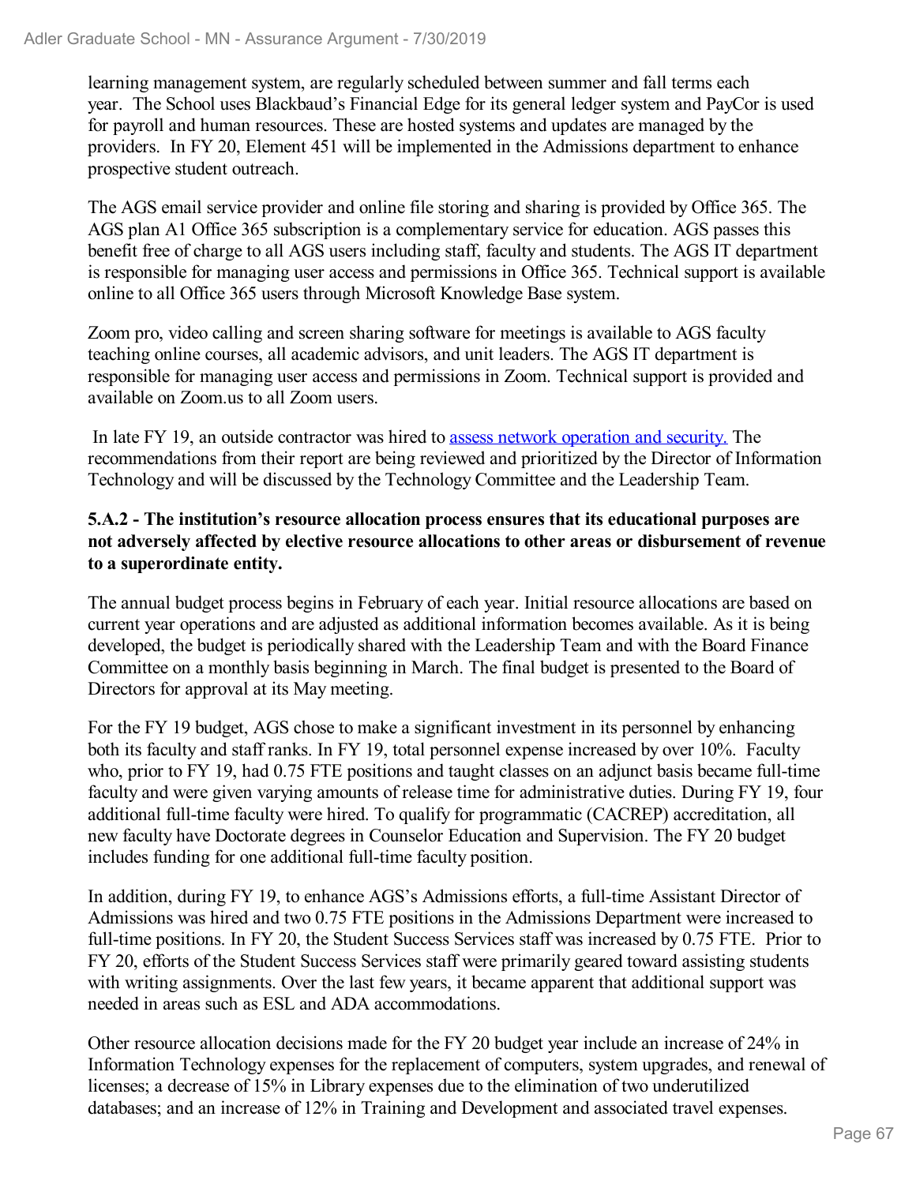learning management system, are regularly scheduled between summer and fall terms each year. The School uses Blackbaud's Financial Edge for its general ledger system and PayCor is used for payroll and human resources. These are hosted systems and updates are managed by the providers. In FY 20, Element 451 will be implemented in the Admissions department to enhance prospective student outreach.

The AGS email service provider and online file storing and sharing is provided by Office 365. The AGS plan A1 Office 365 subscription is a complementary service for education. AGS passes this benefit free of charge to all AGS users including staff, faculty and students. The AGS IT department is responsible for managing user access and permissions in Office 365. Technical support is available online to all Office 365 users through Microsoft Knowledge Base system.

Zoom pro, video calling and screen sharing software for meetings is available to AGS faculty teaching online courses, all academic advisors, and unit leaders. The AGS IT department is responsible for managing user access and permissions in Zoom. Technical support is provided and available on Zoom.us to all Zoom users.

In late FY 19, an outside contractor was hired to assess network operation and security. The recommendations from their report are being reviewed and prioritized by the Director of Information Technology and will be discussed by the Technology Committee and the Leadership Team.

**5.A.2 - The institution's resource allocation process ensures that its educational purposes are not adversely affected by elective resource allocations to other areas or disbursement of revenue to a superordinate entity.**

The annual budget process begins in February of each year. Initial resource allocations are based on current year operations and are adjusted as additional information becomes available. As it is being developed, the budget is periodically shared with the Leadership Team and with the Board Finance Committee on a monthly basis beginning in March. The final budget is presented to the Board of Directors for approval at its May meeting.

For the FY 19 budget, AGS chose to make a significant investment in its personnel by enhancing both its faculty and staff ranks. In FY 19, total personnel expense increased by over 10%. Faculty who, prior to FY 19, had 0.75 FTE positions and taught classes on an adjunct basis became full-time faculty and were given varying amounts of release time for administrative duties. During FY 19, four additional full-time faculty were hired. To qualify for programmatic (CACREP) accreditation, all new faculty have Doctorate degrees in Counselor Education and Supervision. The FY 20 budget includes funding for one additional full-time faculty position.

In addition, during FY 19, to enhance AGS's Admissions efforts, a full-time Assistant Director of Admissions was hired and two 0.75 FTE positions in the Admissions Department were increased to full-time positions. In FY 20, the Student Success Services staff was increased by 0.75 FTE. Prior to FY 20, efforts of the Student Success Services staff were primarily geared toward assisting students with writing assignments. Over the last few years, it became apparent that additional support was needed in areas such as ESL and ADA accommodations.

Other resource allocation decisions made for the FY 20 budget year include an increase of 24% in Information Technology expenses for the replacement of computers, system upgrades, and renewal of licenses; a decrease of 15% in Library expenses due to the elimination of two underutilized databases; and an increase of 12% in Training and Development and associated travel expenses.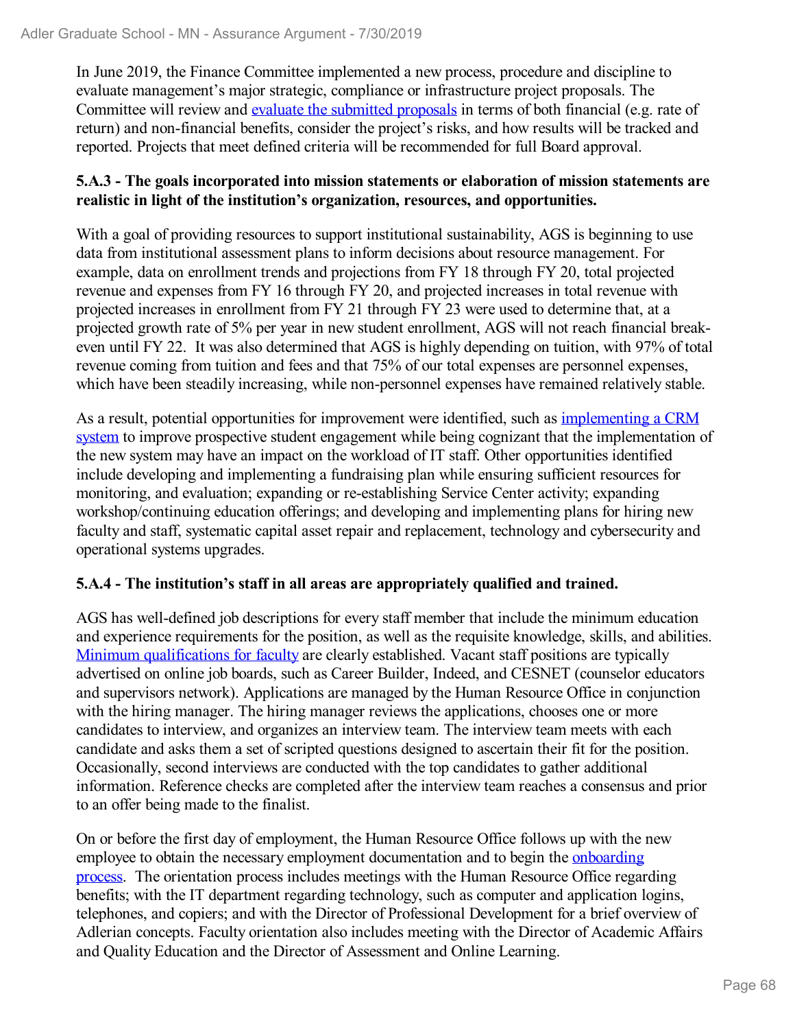In June 2019, the Finance Committee implemented a new process, procedure and discipline to evaluate management's major strategic, compliance or infrastructure project proposals. The Committee will review and evaluate the submitted proposals in terms of both financial (e.g. rate of return) and non-financial benefits, consider the project's risks, and how results will be tracked and reported. Projects that meet defined criteria will be recommended for full Board approval.

**5.A.3 - The goals incorporated into mission statements or elaboration of mission statements are realistic in light of the institution's organization, resources, and opportunities.**

With a goal of providing resources to support institutional sustainability, AGS is beginning to use data from institutional assessment plans to inform decisions about resource management. For example, data on enrollment trends and projections from FY 18 through FY 20, total projected revenue and expenses from FY 16 through FY 20, and projected increases in total revenue with projected increases in enrollment from FY 21 through FY 23 were used to determine that, at a projected growth rate of 5% per year in new student enrollment, AGS will not reach financial break-even until FY 22. It was also determined that AGS is highly depending on tuition, with 97% of total revenue coming from tuition and fees and that 75% of our total expenses are personnel expenses, which have been steadily increasing, while non-personnel expenses have remained relatively stable.

As a result, potential opportunities for improvement were identified, such as implementing a CRM system to improve prospective student engagement while being cognizant that the implementation of the new system may have an impact on the workload of IT staff. Other opportunities identified include developing and implementing a fundraising plan while ensuring sufficient resources for monitoring, and evaluation; expanding or re-establishing Service Center activity; expanding workshop/continuing education offerings; and developing and implementing plans for hiring new faculty and staff, systematic capital asset repair and replacement, technology and cybersecurity and operational systems upgrades.

**5.A.4 - The institution's staff in all areas are appropriately qualified and trained.**

AGS has well-defined job descriptions for every staff member that include the minimum education and experience requirements for the position, as well as the requisite knowledge, skills, and abilities. Minimum qualifications for faculty are clearly established. Vacant staff positions are typically advertised on online job boards, such as Career Builder, Indeed, and CESNET (counselor educators and supervisors network). Applications are managed by the Human Resource Office in conjunction with the hiring manager. The hiring manager reviews the applications, chooses one or more candidates to interview, and organizes an interview team. The interview team meets with each candidate and asks them a set of scripted questions designed to ascertain their fit for the position. Occasionally, second interviews are conducted with the top candidates to gather additional information. Reference checks are completed after the interview team reaches a consensus and prior to an offer being made to the finalist.

On or before the first day of employment, the Human Resource Office follows up with the new employee to obtain the necessary employment documentation and to begin the onboarding process. The orientation process includes meetings with the Human Resource Office regarding benefits; with the IT department regarding technology, such as computer and application logins, telephones, and copiers; and with the Director of Professional Development for a brief overview of Adlerian concepts. Faculty orientation also includes meeting with the Director of Academic Affairs and Quality Education and the Director of Assessment and Online Learning.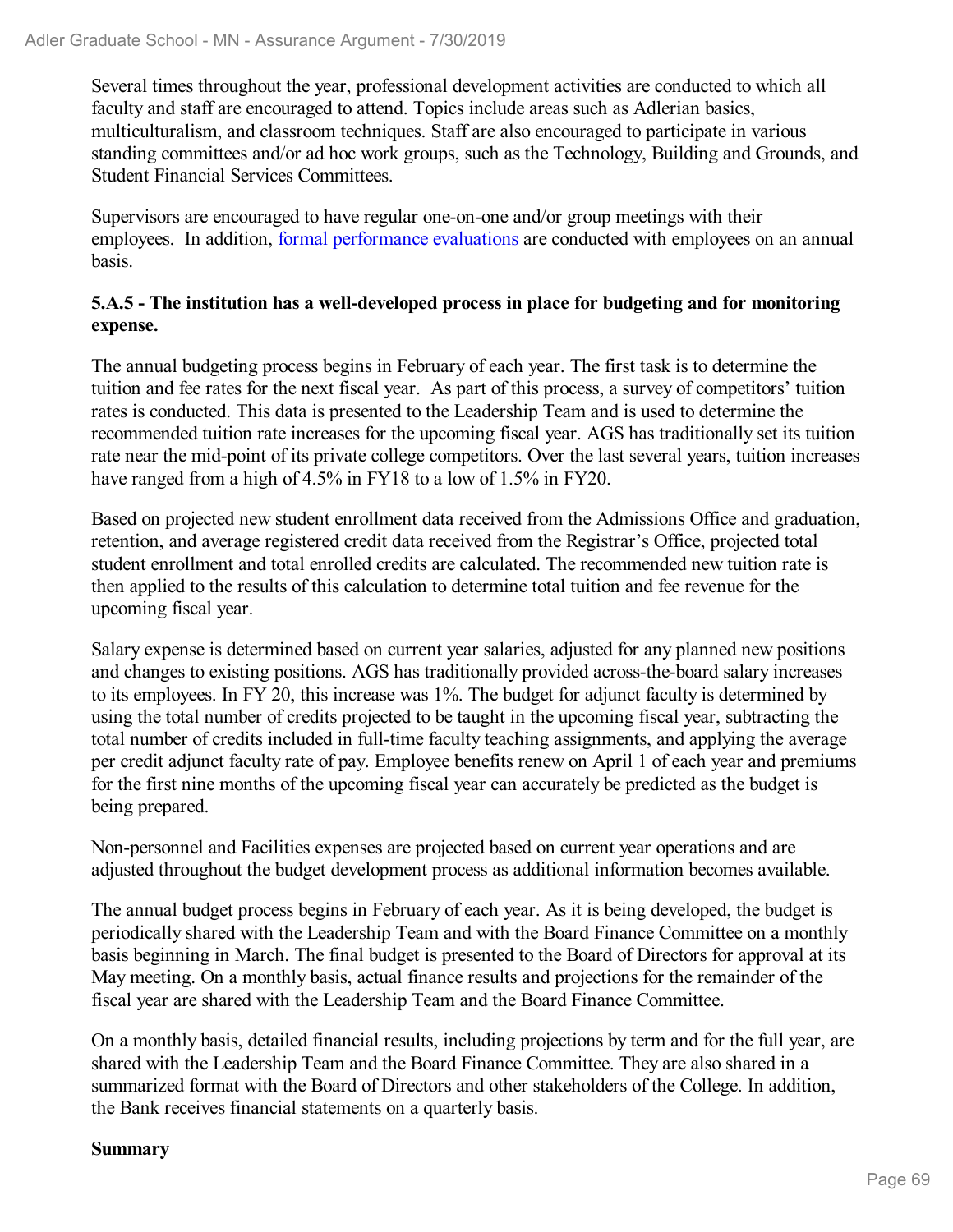Several times throughout the year, professional development activities are conducted to which all faculty and staff are encouraged to attend. Topics include areas such as Adlerian basics, multiculturalism, and classroom techniques. Staff are also encouraged to participate in various standing committees and/or ad hoc work groups, such as the Technology, Building and Grounds, and Student Financial Services Committees.

Supervisors are encouraged to have regular one-on-one and/or group meetings with their employees. In addition, formal performance evaluations are conducted with employees on an annual basis.

**5.A.5 - The institution has a well-developed process in place for budgeting and for monitoring expense.**

The annual budgeting process begins in February of each year. The first task is to determine the tuition and fee rates for the next fiscal year. As part of this process, a survey of competitors' tuition rates is conducted. This data is presented to the Leadership Team and is used to determine the recommended tuition rate increases for the upcoming fiscal year. AGS has traditionally set its tuition rate near the mid-point of its private college competitors. Over the last several years, tuition increases have ranged from a high of 4.5% in FY18 to a low of 1.5% in FY20.

Based on projected new student enrollment data received from the Admissions Office and graduation, retention, and average registered credit data received from the Registrar's Office, projected total student enrollment and total enrolled credits are calculated. The recommended new tuition rate is then applied to the results of this calculation to determine total tuition and fee revenue for the upcoming fiscal year.

Salary expense is determined based on current year salaries, adjusted for any planned new positions and changes to existing positions. AGS has traditionally provided across-the-board salary increases to its employees. In FY 20, this increase was 1%. The budget for adjunct faculty is determined by using the total number of credits projected to be taught in the upcoming fiscal year, subtracting the total number of credits included in full-time faculty teaching assignments, and applying the average per credit adjunct faculty rate of pay. Employee benefits renew on April 1 of each year and premiums for the first nine months of the upcoming fiscal year can accurately be predicted as the budget is being prepared.

Non-personnel and Facilities expenses are projected based on current year operations and are adjusted throughout the budget development process as additional information becomes available.

The annual budget process begins in February of each year. As it is being developed, the budget is periodically shared with the Leadership Team and with the Board Finance Committee on a monthly basis beginning in March. The final budget is presented to the Board of Directors for approval at its May meeting. On a monthly basis, actual finance results and projections for the remainder of the fiscal year are shared with the Leadership Team and the Board Finance Committee.

On a monthly basis, detailed financial results, including projections by term and for the full year, are shared with the Leadership Team and the Board Finance Committee. They are also shared in a summarized format with the Board of Directors and other stakeholders of the College. In addition, the Bank receives financial statements on a quarterly basis.

**Summary**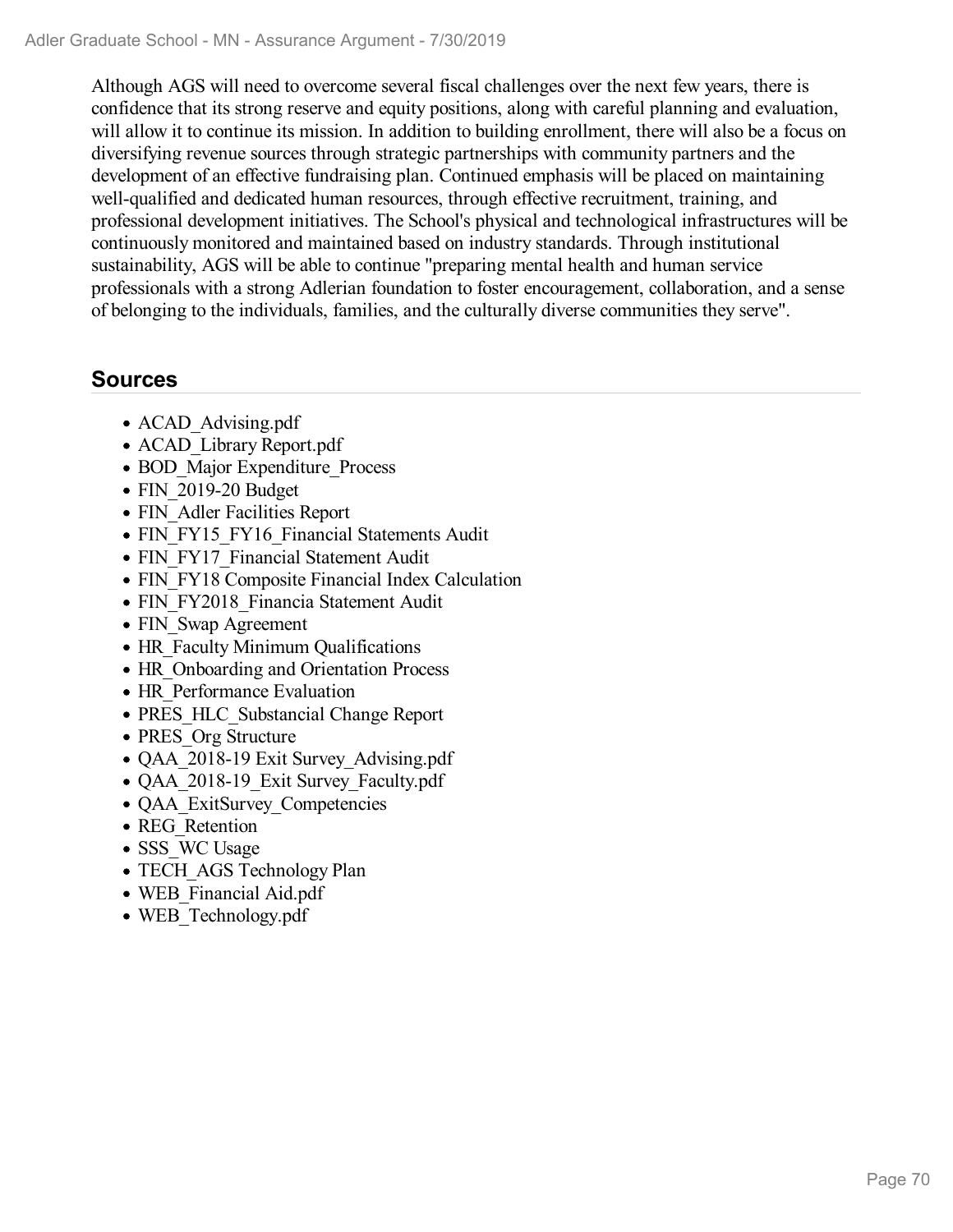Although AGS will need to overcome several fiscal challenges over the next few years, there is confidence that its strong reserve and equity positions, along with careful planning and evaluation, will allow it to continue its mission. In addition to building enrollment, there will also be a focus on diversifying revenue sources through strategic partnerships with community partners and the development of an effective fundraising plan. Continued emphasis will be placed on maintaining well-qualified and dedicated human resources, through effective recruitment, training, and professional development initiatives. The School's physical and technological infrastructures will be continuously monitored and maintained based on industry standards. Through institutional sustainability, AGS will be able to continue "preparing mental health and human service professionals with a strong Adlerian foundation to foster encouragement, collaboration, and a sense of belonging to the individuals, families, and the culturally diverse communities they serve".

## Sources

- ACAD_Advising.pdf
- ACAD_Library Report.pdf
- BOD_Major Expenditure_Process
- FIN_2019-20 Budget
- FIN_Adler Facilities Report
- FIN_FY15_FY16_Financial Statements Audit
- FIN_FY17_Financial Statement Audit
- FIN_FY18 Composite Financial Index Calculation
- FIN_FY2018_Financia Statement Audit
- FIN_Swap Agreement
- HR_Faculty Minimum Qualifications
- HR_Onboarding and Orientation Process
- HR_Performance Evaluation
- PRES_HLC_Substancial Change Report
- PRES_Org Structure
- QAA_2018-19 Exit Survey_Advising.pdf
- QAA_2018-19_Exit Survey_Faculty.pdf
- QAA_ExitSurvey_Competencies
- REG_Retention
- SSS_WC Usage
- TECH_AGS Technology Plan
- WEB_Financial Aid.pdf
- WEB_Technology.pdf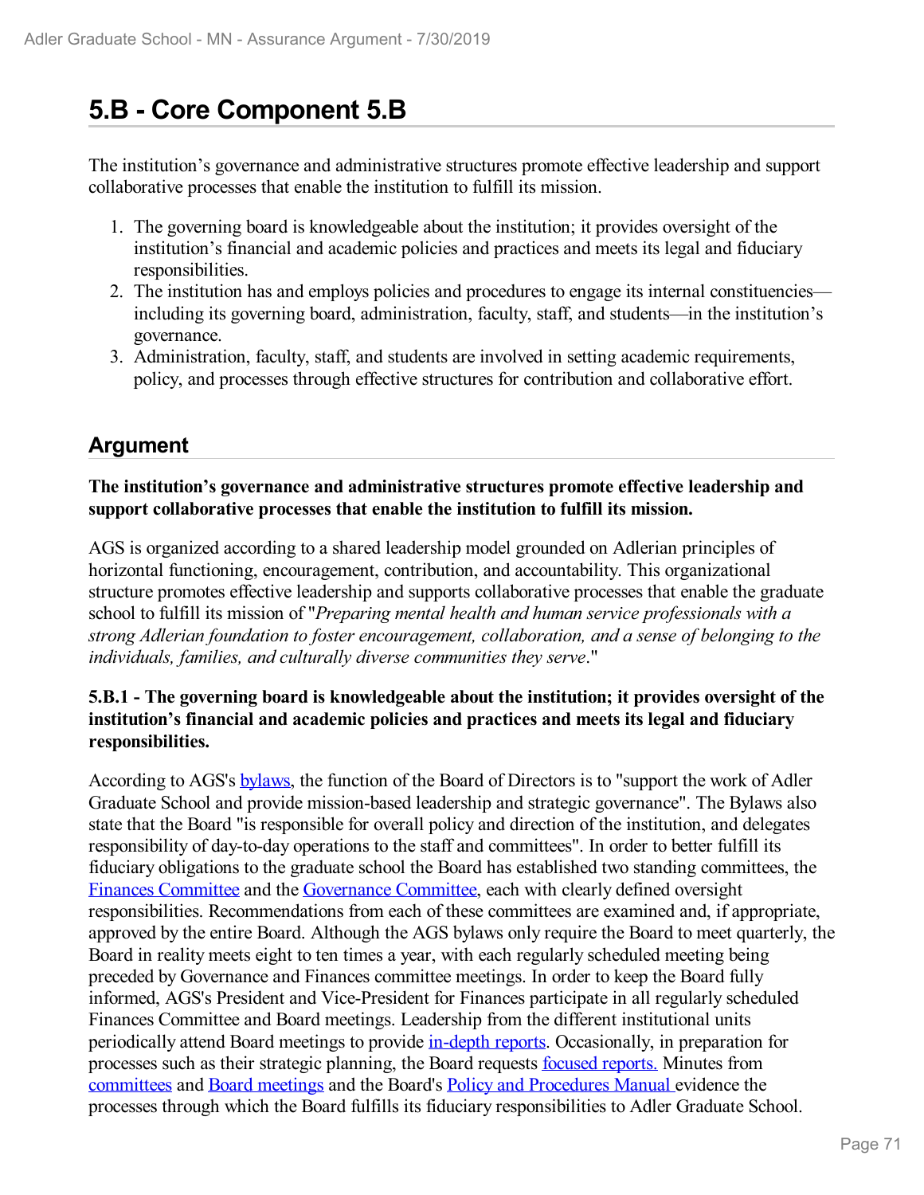# 5.B - Core Component 5.B

The institution's governance and administrative structures promote effective leadership and support collaborative processes that enable the institution to fulfill its mission.

1. The governing board is knowledgeable about the institution; it provides oversight of the institution's financial and academic policies and practices and meets its legal and fiduciary responsibilities.
2. The institution has and employs policies and procedures to engage its internal constituencies—including its governing board, administration, faculty, staff, and students—in the institution's governance.
3. Administration, faculty, staff, and students are involved in setting academic requirements, policy, and processes through effective structures for contribution and collaborative effort.

## Argument

**The institution's governance and administrative structures promote effective leadership and support collaborative processes that enable the institution to fulfill its mission.**

AGS is organized according to a shared leadership model grounded on Adlerian principles of horizontal functioning, encouragement, contribution, and accountability. This organizational structure promotes effective leadership and supports collaborative processes that enable the graduate school to fulfill its mission of "*Preparing mental health and human service professionals with a strong Adlerian foundation to foster encouragement, collaboration, and a sense of belonging to the individuals, families, and culturally diverse communities they serve*."

**5.B.1 - The governing board is knowledgeable about the institution; it provides oversight of the institution's financial and academic policies and practices and meets its legal and fiduciary responsibilities.**

According to AGS's bylaws, the function of the Board of Directors is to "support the work of Adler Graduate School and provide mission-based leadership and strategic governance". The Bylaws also state that the Board "is responsible for overall policy and direction of the institution, and delegates responsibility of day-to-day operations to the staff and committees". In order to better fulfill its fiduciary obligations to the graduate school the Board has established two standing committees, the Finances Committee and the Governance Committee, each with clearly defined oversight responsibilities. Recommendations from each of these committees are examined and, if appropriate, approved by the entire Board. Although the AGS bylaws only require the Board to meet quarterly, the Board in reality meets eight to ten times a year, with each regularly scheduled meeting being preceded by Governance and Finances committee meetings. In order to keep the Board fully informed, AGS's President and Vice-President for Finances participate in all regularly scheduled Finances Committee and Board meetings. Leadership from the different institutional units periodically attend Board meetings to provide in-depth reports. Occasionally, in preparation for processes such as their strategic planning, the Board requests focused reports. Minutes from committees and Board meetings and the Board's Policy and Procedures Manual evidence the processes through which the Board fulfills its fiduciary responsibilities to Adler Graduate School.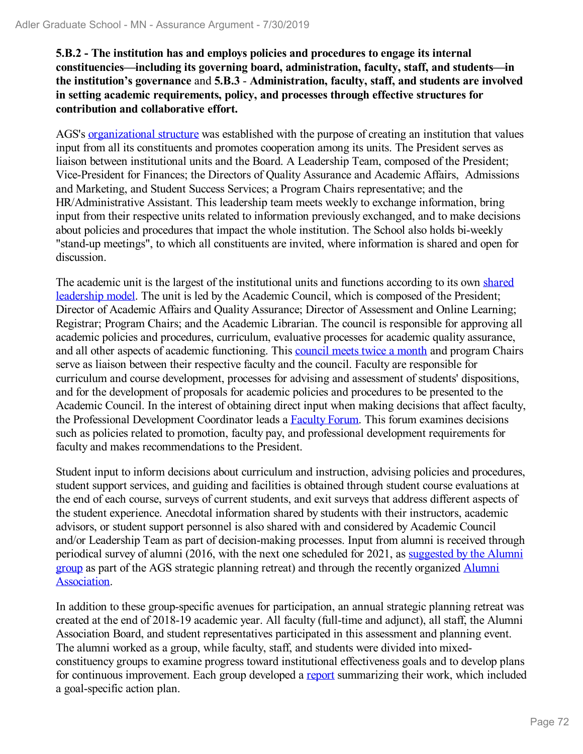**5.B.2 - The institution has and employs policies and procedures to engage its internal constituencies—including its governing board, administration, faculty, staff, and students—in the institution's governance** and **5.B.3 - Administration, faculty, staff, and students are involved in setting academic requirements, policy, and processes through effective structures for contribution and collaborative effort.**

AGS's organizational structure was established with the purpose of creating an institution that values input from all its constituents and promotes cooperation among its units. The President serves as liaison between institutional units and the Board. A Leadership Team, composed of the President; Vice-President for Finances; the Directors of Quality Assurance and Academic Affairs, Admissions and Marketing, and Student Success Services; a Program Chairs representative; and the HR/Administrative Assistant. This leadership team meets weekly to exchange information, bring input from their respective units related to information previously exchanged, and to make decisions about policies and procedures that impact the whole institution. The School also holds bi-weekly "stand-up meetings", to which all constituents are invited, where information is shared and open for discussion.

The academic unit is the largest of the institutional units and functions according to its own shared leadership model. The unit is led by the Academic Council, which is composed of the President; Director of Academic Affairs and Quality Assurance; Director of Assessment and Online Learning; Registrar; Program Chairs; and the Academic Librarian. The council is responsible for approving all academic policies and procedures, curriculum, evaluative processes for academic quality assurance, and all other aspects of academic functioning. This council meets twice a month and program Chairs serve as liaison between their respective faculty and the council. Faculty are responsible for curriculum and course development, processes for advising and assessment of students' dispositions, and for the development of proposals for academic policies and procedures to be presented to the Academic Council. In the interest of obtaining direct input when making decisions that affect faculty, the Professional Development Coordinator leads a Faculty Forum. This forum examines decisions such as policies related to promotion, faculty pay, and professional development requirements for faculty and makes recommendations to the President.

Student input to inform decisions about curriculum and instruction, advising policies and procedures, student support services, and guiding and facilities is obtained through student course evaluations at the end of each course, surveys of current students, and exit surveys that address different aspects of the student experience. Anecdotal information shared by students with their instructors, academic advisors, or student support personnel is also shared with and considered by Academic Council and/or Leadership Team as part of decision-making processes. Input from alumni is received through periodical survey of alumni (2016, with the next one scheduled for 2021, as suggested by the Alumni group as part of the AGS strategic planning retreat) and through the recently organized Alumni Association.

In addition to these group-specific avenues for participation, an annual strategic planning retreat was created at the end of 2018-19 academic year. All faculty (full-time and adjunct), all staff, the Alumni Association Board, and student representatives participated in this assessment and planning event. The alumni worked as a group, while faculty, staff, and students were divided into mixed-constituency groups to examine progress toward institutional effectiveness goals and to develop plans for continuous improvement. Each group developed a report summarizing their work, which included a goal-specific action plan.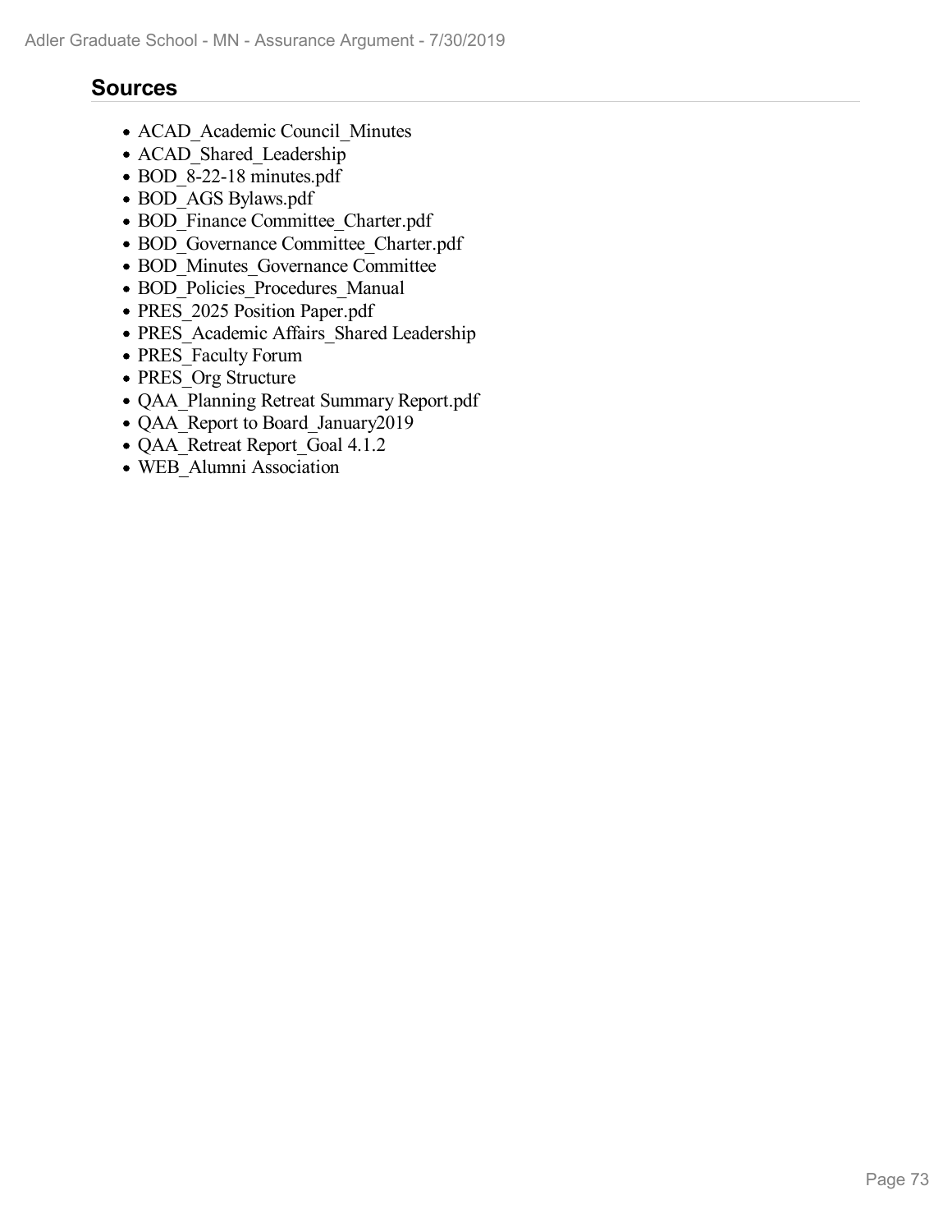## Sources

- ACAD_Academic Council_Minutes
- ACAD_Shared_Leadership
- BOD_8-22-18 minutes.pdf
- BOD_AGS Bylaws.pdf
- BOD_Finance Committee_Charter.pdf
- BOD_Governance Committee_Charter.pdf
- BOD_Minutes_Governance Committee
- BOD_Policies_Procedures_Manual
- PRES_2025 Position Paper.pdf
- PRES_Academic Affairs_Shared Leadership
- PRES_Faculty Forum
- PRES_Org Structure
- QAA_Planning Retreat Summary Report.pdf
- QAA_Report to Board_January2019
- QAA_Retreat Report_Goal 4.1.2
- WEB_Alumni Association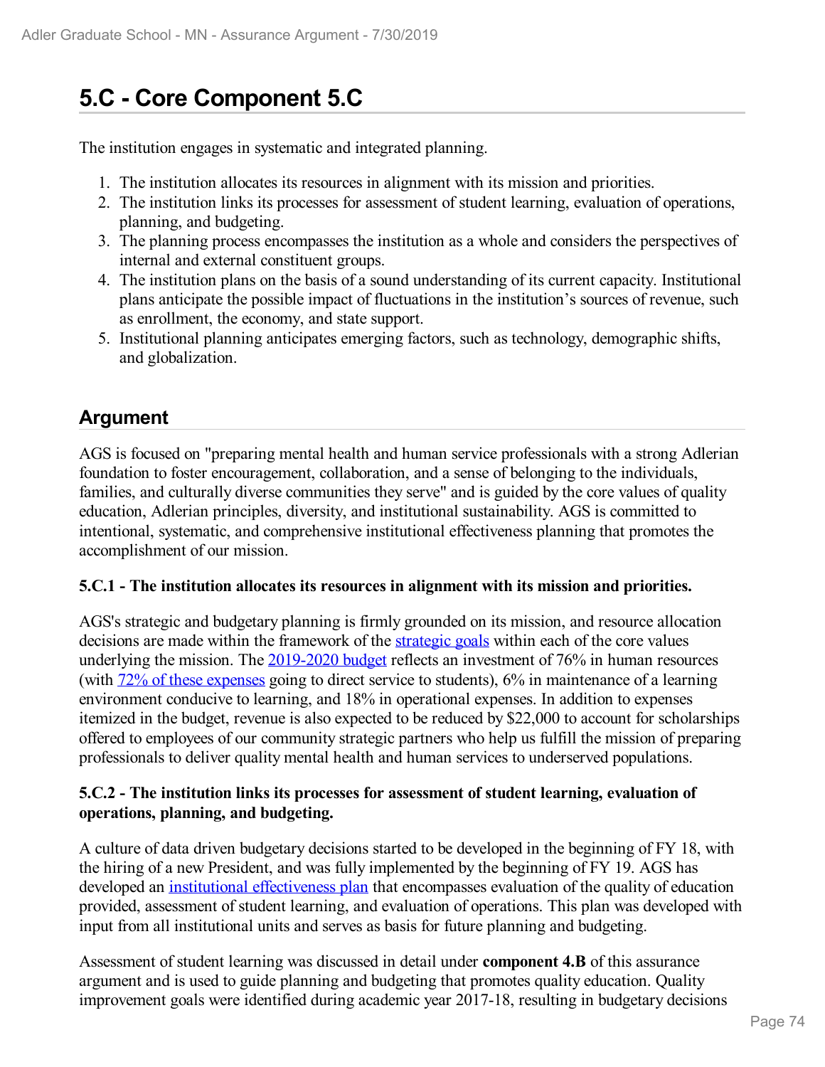# 5.C - Core Component 5.C

The institution engages in systematic and integrated planning.

1. The institution allocates its resources in alignment with its mission and priorities.
2. The institution links its processes for assessment of student learning, evaluation of operations, planning, and budgeting.
3. The planning process encompasses the institution as a whole and considers the perspectives of internal and external constituent groups.
4. The institution plans on the basis of a sound understanding of its current capacity. Institutional plans anticipate the possible impact of fluctuations in the institution's sources of revenue, such as enrollment, the economy, and state support.
5. Institutional planning anticipates emerging factors, such as technology, demographic shifts, and globalization.

## Argument

AGS is focused on "preparing mental health and human service professionals with a strong Adlerian foundation to foster encouragement, collaboration, and a sense of belonging to the individuals, families, and culturally diverse communities they serve" and is guided by the core values of quality education, Adlerian principles, diversity, and institutional sustainability. AGS is committed to intentional, systematic, and comprehensive institutional effectiveness planning that promotes the accomplishment of our mission.

**5.C.1 - The institution allocates its resources in alignment with its mission and priorities.**

AGS's strategic and budgetary planning is firmly grounded on its mission, and resource allocation decisions are made within the framework of the strategic goals within each of the core values underlying the mission. The 2019-2020 budget reflects an investment of 76% in human resources (with 72% of these expenses going to direct service to students), 6% in maintenance of a learning environment conducive to learning, and 18% in operational expenses. In addition to expenses itemized in the budget, revenue is also expected to be reduced by $22,000 to account for scholarships offered to employees of our community strategic partners who help us fulfill the mission of preparing professionals to deliver quality mental health and human services to underserved populations.

**5.C.2 - The institution links its processes for assessment of student learning, evaluation of operations, planning, and budgeting.**

A culture of data driven budgetary decisions started to be developed in the beginning of FY 18, with the hiring of a new President, and was fully implemented by the beginning of FY 19. AGS has developed an institutional effectiveness plan that encompasses evaluation of the quality of education provided, assessment of student learning, and evaluation of operations. This plan was developed with input from all institutional units and serves as basis for future planning and budgeting.

Assessment of student learning was discussed in detail under **component 4.B** of this assurance argument and is used to guide planning and budgeting that promotes quality education. Quality improvement goals were identified during academic year 2017-18, resulting in budgetary decisions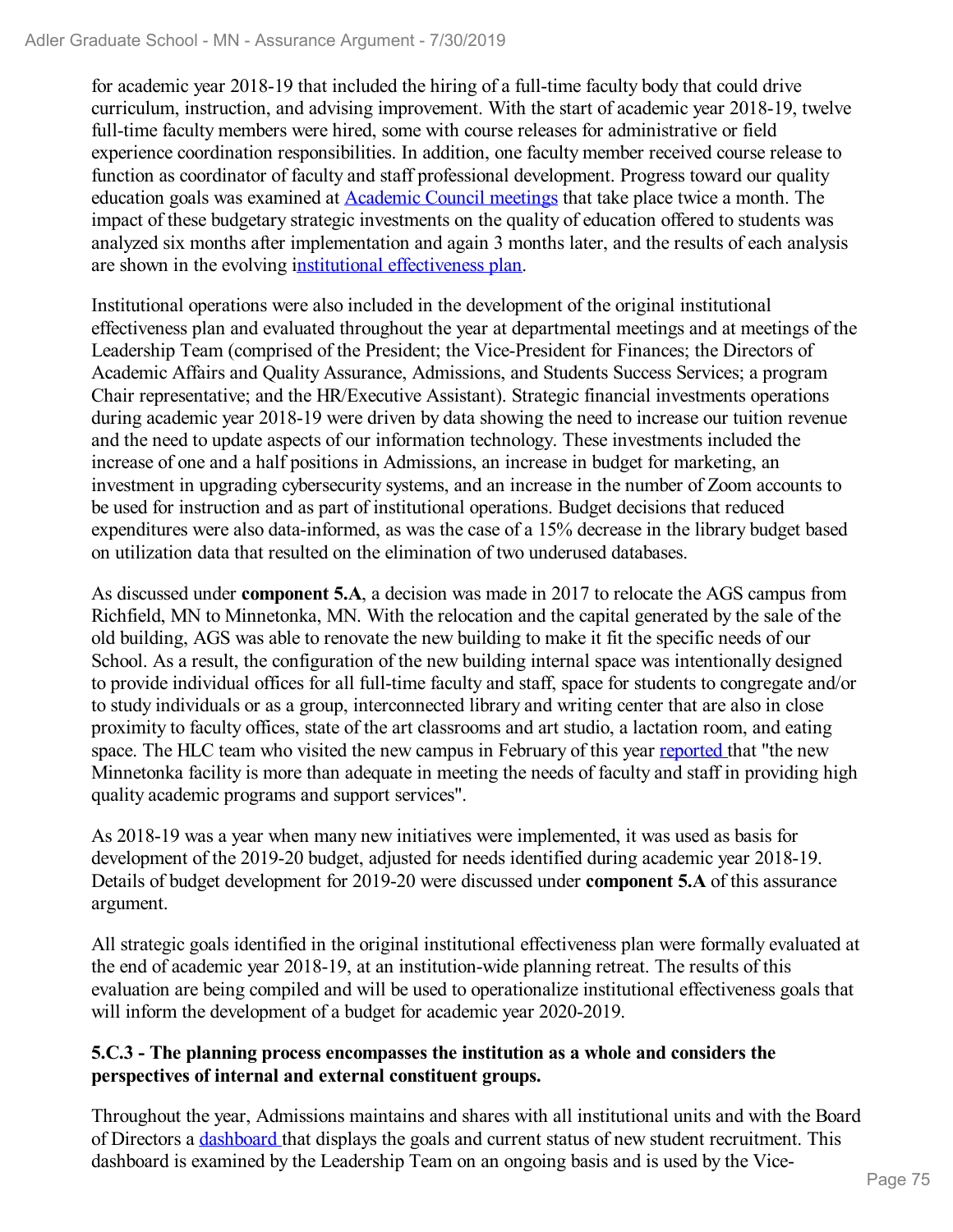for academic year 2018-19 that included the hiring of a full-time faculty body that could drive curriculum, instruction, and advising improvement. With the start of academic year 2018-19, twelve full-time faculty members were hired, some with course releases for administrative or field experience coordination responsibilities. In addition, one faculty member received course release to function as coordinator of faculty and staff professional development. Progress toward our quality education goals was examined at Academic Council meetings that take place twice a month. The impact of these budgetary strategic investments on the quality of education offered to students was analyzed six months after implementation and again 3 months later, and the results of each analysis are shown in the evolving institutional effectiveness plan.

Institutional operations were also included in the development of the original institutional effectiveness plan and evaluated throughout the year at departmental meetings and at meetings of the Leadership Team (comprised of the President; the Vice-President for Finances; the Directors of Academic Affairs and Quality Assurance, Admissions, and Students Success Services; a program Chair representative; and the HR/Executive Assistant). Strategic financial investments operations during academic year 2018-19 were driven by data showing the need to increase our tuition revenue and the need to update aspects of our information technology. These investments included the increase of one and a half positions in Admissions, an increase in budget for marketing, an investment in upgrading cybersecurity systems, and an increase in the number of Zoom accounts to be used for instruction and as part of institutional operations. Budget decisions that reduced expenditures were also data-informed, as was the case of a 15% decrease in the library budget based on utilization data that resulted on the elimination of two underused databases.

As discussed under **component 5.A**, a decision was made in 2017 to relocate the AGS campus from Richfield, MN to Minnetonka, MN. With the relocation and the capital generated by the sale of the old building, AGS was able to renovate the new building to make it fit the specific needs of our School. As a result, the configuration of the new building internal space was intentionally designed to provide individual offices for all full-time faculty and staff, space for students to congregate and/or to study individuals or as a group, interconnected library and writing center that are also in close proximity to faculty offices, state of the art classrooms and art studio, a lactation room, and eating space. The HLC team who visited the new campus in February of this year reported that "the new Minnetonka facility is more than adequate in meeting the needs of faculty and staff in providing high quality academic programs and support services".

As 2018-19 was a year when many new initiatives were implemented, it was used as basis for development of the 2019-20 budget, adjusted for needs identified during academic year 2018-19. Details of budget development for 2019-20 were discussed under **component 5.A** of this assurance argument.

All strategic goals identified in the original institutional effectiveness plan were formally evaluated at the end of academic year 2018-19, at an institution-wide planning retreat. The results of this evaluation are being compiled and will be used to operationalize institutional effectiveness goals that will inform the development of a budget for academic year 2020-2019.

**5.C.3 - The planning process encompasses the institution as a whole and considers the perspectives of internal and external constituent groups.**

Throughout the year, Admissions maintains and shares with all institutional units and with the Board of Directors a dashboard that displays the goals and current status of new student recruitment. This dashboard is examined by the Leadership Team on an ongoing basis and is used by the Vice-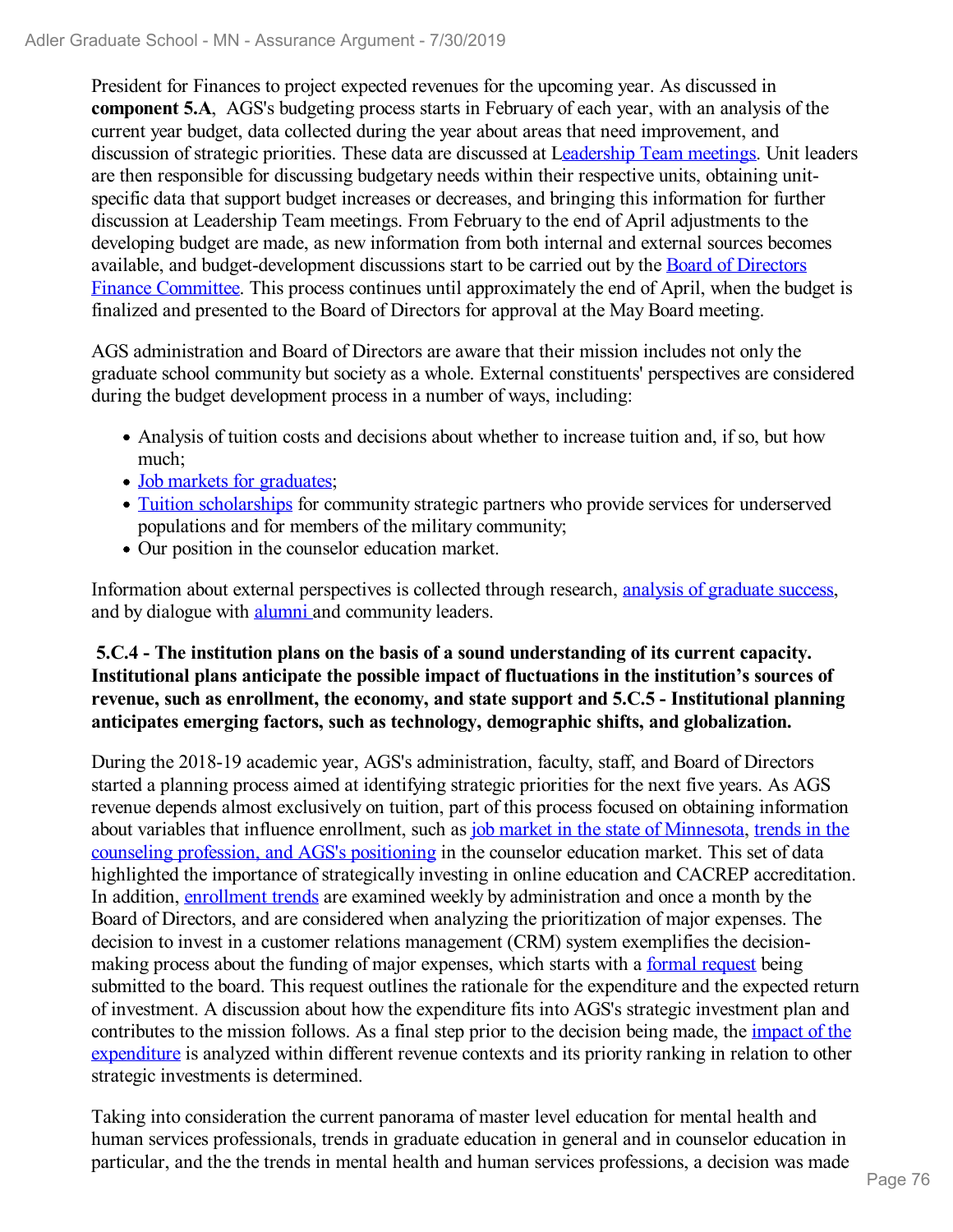President for Finances to project expected revenues for the upcoming year. As discussed in **component 5.A**, AGS's budgeting process starts in February of each year, with an analysis of the current year budget, data collected during the year about areas that need improvement, and discussion of strategic priorities. These data are discussed at Leadership Team meetings. Unit leaders are then responsible for discussing budgetary needs within their respective units, obtaining unit-specific data that support budget increases or decreases, and bringing this information for further discussion at Leadership Team meetings. From February to the end of April adjustments to the developing budget are made, as new information from both internal and external sources becomes available, and budget-development discussions start to be carried out by the Board of Directors Finance Committee. This process continues until approximately the end of April, when the budget is finalized and presented to the Board of Directors for approval at the May Board meeting.

AGS administration and Board of Directors are aware that their mission includes not only the graduate school community but society as a whole. External constituents' perspectives are considered during the budget development process in a number of ways, including:

- Analysis of tuition costs and decisions about whether to increase tuition and, if so, but how much;
- Job markets for graduates;
- Tuition scholarships for community strategic partners who provide services for underserved populations and for members of the military community;
- Our position in the counselor education market.

Information about external perspectives is collected through research, analysis of graduate success, and by dialogue with alumni and community leaders.

**5.C.4 - The institution plans on the basis of a sound understanding of its current capacity. Institutional plans anticipate the possible impact of fluctuations in the institution's sources of revenue, such as enrollment, the economy, and state support and 5.C.5 - Institutional planning anticipates emerging factors, such as technology, demographic shifts, and globalization.**

During the 2018-19 academic year, AGS's administration, faculty, staff, and Board of Directors started a planning process aimed at identifying strategic priorities for the next five years. As AGS revenue depends almost exclusively on tuition, part of this process focused on obtaining information about variables that influence enrollment, such as job market in the state of Minnesota, trends in the counseling profession, and AGS's positioning in the counselor education market. This set of data highlighted the importance of strategically investing in online education and CACREP accreditation. In addition, enrollment trends are examined weekly by administration and once a month by the Board of Directors, and are considered when analyzing the prioritization of major expenses. The decision to invest in a customer relations management (CRM) system exemplifies the decision-making process about the funding of major expenses, which starts with a formal request being submitted to the board. This request outlines the rationale for the expenditure and the expected return of investment. A discussion about how the expenditure fits into AGS's strategic investment plan and contributes to the mission follows. As a final step prior to the decision being made, the impact of the expenditure is analyzed within different revenue contexts and its priority ranking in relation to other strategic investments is determined.

Taking into consideration the current panorama of master level education for mental health and human services professionals, trends in graduate education in general and in counselor education in particular, and the the trends in mental health and human services professions, a decision was made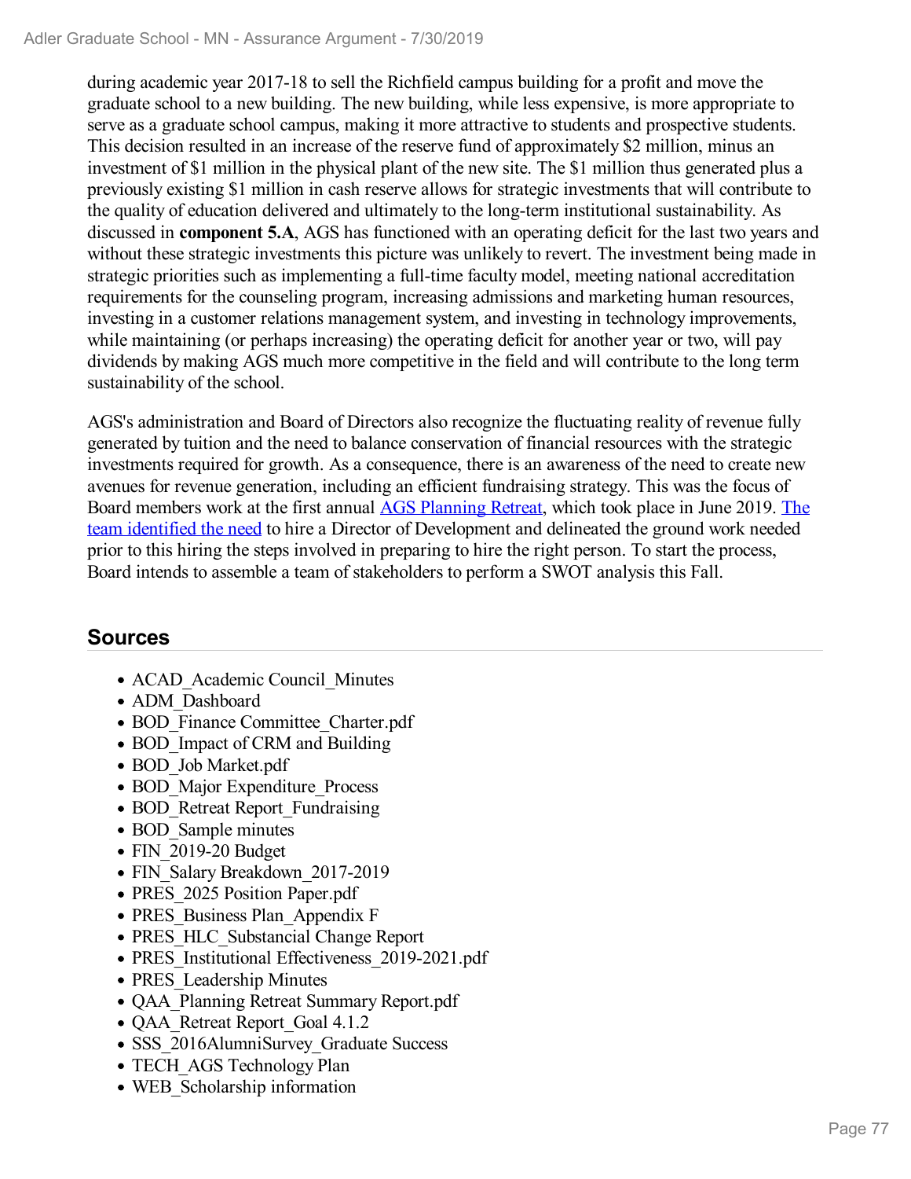during academic year 2017-18 to sell the Richfield campus building for a profit and move the graduate school to a new building. The new building, while less expensive, is more appropriate to serve as a graduate school campus, making it more attractive to students and prospective students. This decision resulted in an increase of the reserve fund of approximately $2 million, minus an investment of $1 million in the physical plant of the new site. The $1 million thus generated plus a previously existing $1 million in cash reserve allows for strategic investments that will contribute to the quality of education delivered and ultimately to the long-term institutional sustainability. As discussed in **component 5.A**, AGS has functioned with an operating deficit for the last two years and without these strategic investments this picture was unlikely to revert. The investment being made in strategic priorities such as implementing a full-time faculty model, meeting national accreditation requirements for the counseling program, increasing admissions and marketing human resources, investing in a customer relations management system, and investing in technology improvements, while maintaining (or perhaps increasing) the operating deficit for another year or two, will pay dividends by making AGS much more competitive in the field and will contribute to the long term sustainability of the school.

AGS's administration and Board of Directors also recognize the fluctuating reality of revenue fully generated by tuition and the need to balance conservation of financial resources with the strategic investments required for growth. As a consequence, there is an awareness of the need to create new avenues for revenue generation, including an efficient fundraising strategy. This was the focus of Board members work at the first annual AGS Planning Retreat, which took place in June 2019. The team identified the need to hire a Director of Development and delineated the ground work needed prior to this hiring the steps involved in preparing to hire the right person. To start the process, Board intends to assemble a team of stakeholders to perform a SWOT analysis this Fall.

## Sources

- ACAD_Academic Council_Minutes
- ADM_Dashboard
- BOD_Finance Committee_Charter.pdf
- BOD_Impact of CRM and Building
- BOD_Job Market.pdf
- BOD_Major Expenditure_Process
- BOD_Retreat Report_Fundraising
- BOD_Sample minutes
- FIN_2019-20 Budget
- FIN_Salary Breakdown_2017-2019
- PRES_2025 Position Paper.pdf
- PRES_Business Plan_Appendix F
- PRES_HLC_Substancial Change Report
- PRES_Institutional Effectiveness_2019-2021.pdf
- PRES_Leadership Minutes
- QAA_Planning Retreat Summary Report.pdf
- QAA_Retreat Report_Goal 4.1.2
- SSS_2016AlumniSurvey_Graduate Success
- TECH_AGS Technology Plan
- WEB_Scholarship information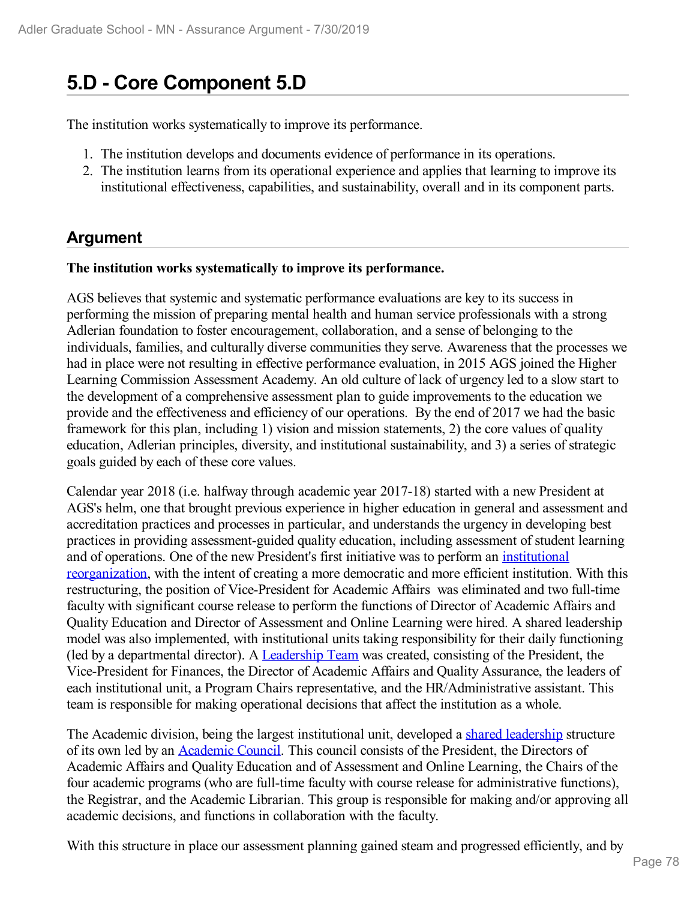# 5.D - Core Component 5.D

The institution works systematically to improve its performance.

1. The institution develops and documents evidence of performance in its operations.
2. The institution learns from its operational experience and applies that learning to improve its institutional effectiveness, capabilities, and sustainability, overall and in its component parts.

## Argument

**The institution works systematically to improve its performance.**

AGS believes that systemic and systematic performance evaluations are key to its success in performing the mission of preparing mental health and human service professionals with a strong Adlerian foundation to foster encouragement, collaboration, and a sense of belonging to the individuals, families, and culturally diverse communities they serve. Awareness that the processes we had in place were not resulting in effective performance evaluation, in 2015 AGS joined the Higher Learning Commission Assessment Academy. An old culture of lack of urgency led to a slow start to the development of a comprehensive assessment plan to guide improvements to the education we provide and the effectiveness and efficiency of our operations. By the end of 2017 we had the basic framework for this plan, including 1) vision and mission statements, 2) the core values of quality education, Adlerian principles, diversity, and institutional sustainability, and 3) a series of strategic goals guided by each of these core values.

Calendar year 2018 (i.e. halfway through academic year 2017-18) started with a new President at AGS's helm, one that brought previous experience in higher education in general and assessment and accreditation practices and processes in particular, and understands the urgency in developing best practices in providing assessment-guided quality education, including assessment of student learning and of operations. One of the new President's first initiative was to perform an institutional reorganization, with the intent of creating a more democratic and more efficient institution. With this restructuring, the position of Vice-President for Academic Affairs was eliminated and two full-time faculty with significant course release to perform the functions of Director of Academic Affairs and Quality Education and Director of Assessment and Online Learning were hired. A shared leadership model was also implemented, with institutional units taking responsibility for their daily functioning (led by a departmental director). A Leadership Team was created, consisting of the President, the Vice-President for Finances, the Director of Academic Affairs and Quality Assurance, the leaders of each institutional unit, a Program Chairs representative, and the HR/Administrative assistant. This team is responsible for making operational decisions that affect the institution as a whole.

The Academic division, being the largest institutional unit, developed a shared leadership structure of its own led by an Academic Council. This council consists of the President, the Directors of Academic Affairs and Quality Education and of Assessment and Online Learning, the Chairs of the four academic programs (who are full-time faculty with course release for administrative functions), the Registrar, and the Academic Librarian. This group is responsible for making and/or approving all academic decisions, and functions in collaboration with the faculty.

With this structure in place our assessment planning gained steam and progressed efficiently, and by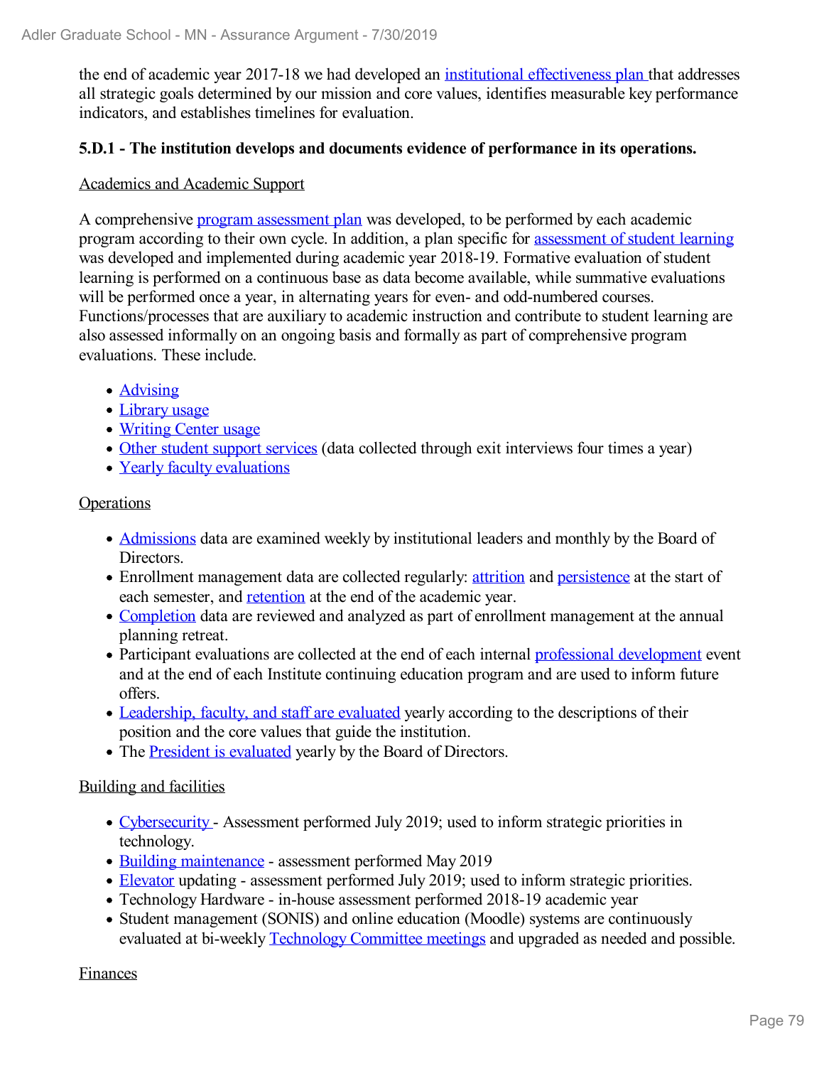the end of academic year 2017-18 we had developed an institutional effectiveness plan that addresses all strategic goals determined by our mission and core values, identifies measurable key performance indicators, and establishes timelines for evaluation.

**5.D.1 - The institution develops and documents evidence of performance in its operations.**

Academics and Academic Support

A comprehensive program assessment plan was developed, to be performed by each academic program according to their own cycle. In addition, a plan specific for assessment of student learning was developed and implemented during academic year 2018-19. Formative evaluation of student learning is performed on a continuous base as data become available, while summative evaluations will be performed once a year, in alternating years for even- and odd-numbered courses. Functions/processes that are auxiliary to academic instruction and contribute to student learning are also assessed informally on an ongoing basis and formally as part of comprehensive program evaluations. These include.

- Advising
- Library usage
- Writing Center usage
- Other student support services (data collected through exit interviews four times a year)
- Yearly faculty evaluations

Operations

- Admissions data are examined weekly by institutional leaders and monthly by the Board of Directors.
- Enrollment management data are collected regularly: attrition and persistence at the start of each semester, and retention at the end of the academic year.
- Completion data are reviewed and analyzed as part of enrollment management at the annual planning retreat.
- Participant evaluations are collected at the end of each internal professional development event and at the end of each Institute continuing education program and are used to inform future offers.
- Leadership, faculty, and staff are evaluated yearly according to the descriptions of their position and the core values that guide the institution.
- The President is evaluated yearly by the Board of Directors.

Building and facilities

- Cybersecurity - Assessment performed July 2019; used to inform strategic priorities in technology.
- Building maintenance - assessment performed May 2019
- Elevator updating - assessment performed July 2019; used to inform strategic priorities.
- Technology Hardware - in-house assessment performed 2018-19 academic year
- Student management (SONIS) and online education (Moodle) systems are continuously evaluated at bi-weekly Technology Committee meetings and upgraded as needed and possible.

Finances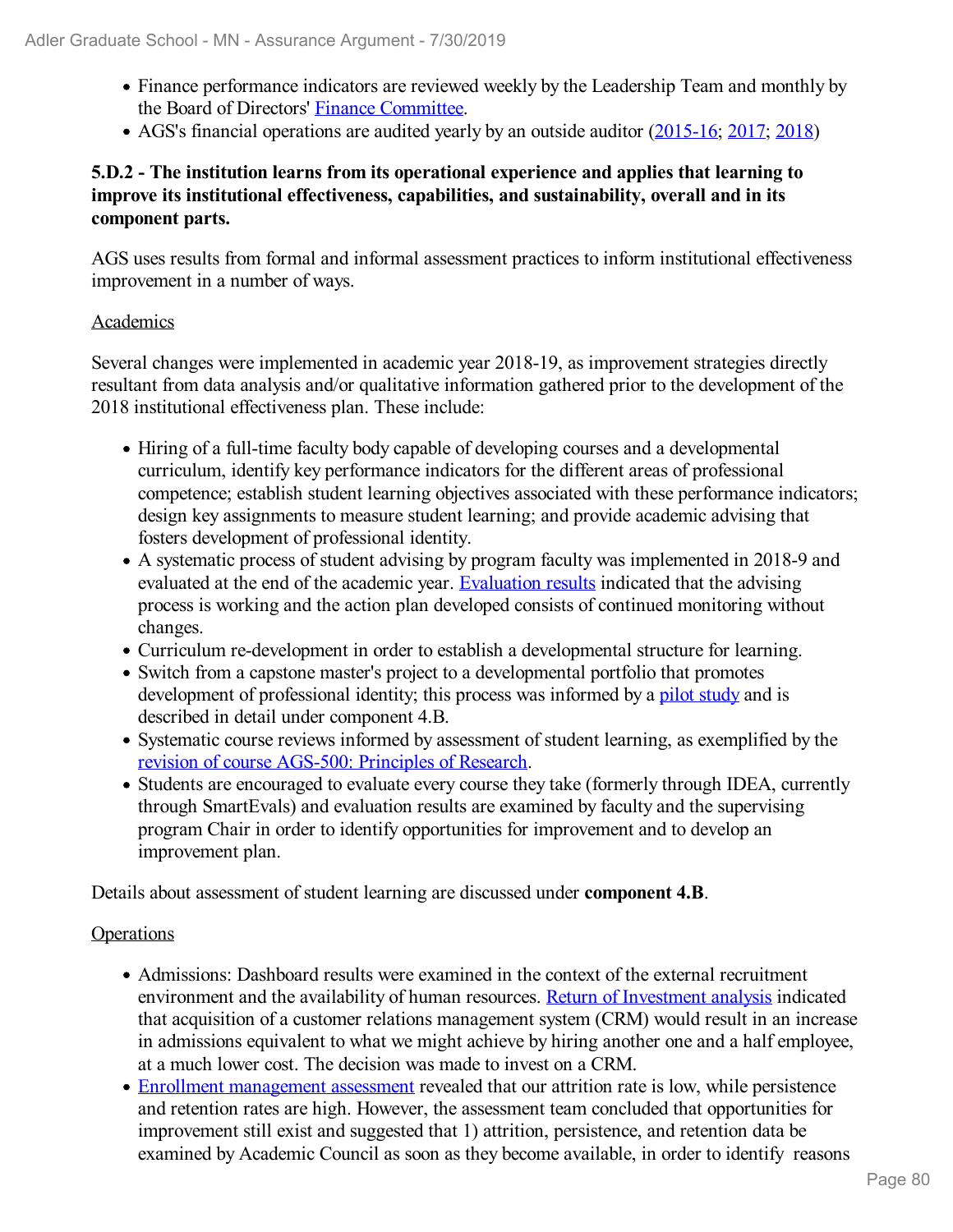- Finance performance indicators are reviewed weekly by the Leadership Team and monthly by the Board of Directors' Finance Committee.
- AGS's financial operations are audited yearly by an outside auditor (2015-16; 2017; 2018)

**5.D.2 - The institution learns from its operational experience and applies that learning to improve its institutional effectiveness, capabilities, and sustainability, overall and in its component parts.**

AGS uses results from formal and informal assessment practices to inform institutional effectiveness improvement in a number of ways.

Academics

Several changes were implemented in academic year 2018-19, as improvement strategies directly resultant from data analysis and/or qualitative information gathered prior to the development of the 2018 institutional effectiveness plan. These include:

- Hiring of a full-time faculty body capable of developing courses and a developmental curriculum, identify key performance indicators for the different areas of professional competence; establish student learning objectives associated with these performance indicators; design key assignments to measure student learning; and provide academic advising that fosters development of professional identity.
- A systematic process of student advising by program faculty was implemented in 2018-9 and evaluated at the end of the academic year. Evaluation results indicated that the advising process is working and the action plan developed consists of continued monitoring without changes.
- Curriculum re-development in order to establish a developmental structure for learning.
- Switch from a capstone master's project to a developmental portfolio that promotes development of professional identity; this process was informed by a pilot study and is described in detail under component 4.B.
- Systematic course reviews informed by assessment of student learning, as exemplified by the revision of course AGS-500: Principles of Research.
- Students are encouraged to evaluate every course they take (formerly through IDEA, currently through SmartEvals) and evaluation results are examined by faculty and the supervising program Chair in order to identify opportunities for improvement and to develop an improvement plan.

Details about assessment of student learning are discussed under **component 4.B**.

Operations

- Admissions: Dashboard results were examined in the context of the external recruitment environment and the availability of human resources. Return of Investment analysis indicated that acquisition of a customer relations management system (CRM) would result in an increase in admissions equivalent to what we might achieve by hiring another one and a half employee, at a much lower cost. The decision was made to invest on a CRM.
- Enrollment management assessment revealed that our attrition rate is low, while persistence and retention rates are high. However, the assessment team concluded that opportunities for improvement still exist and suggested that 1) attrition, persistence, and retention data be examined by Academic Council as soon as they become available, in order to identify reasons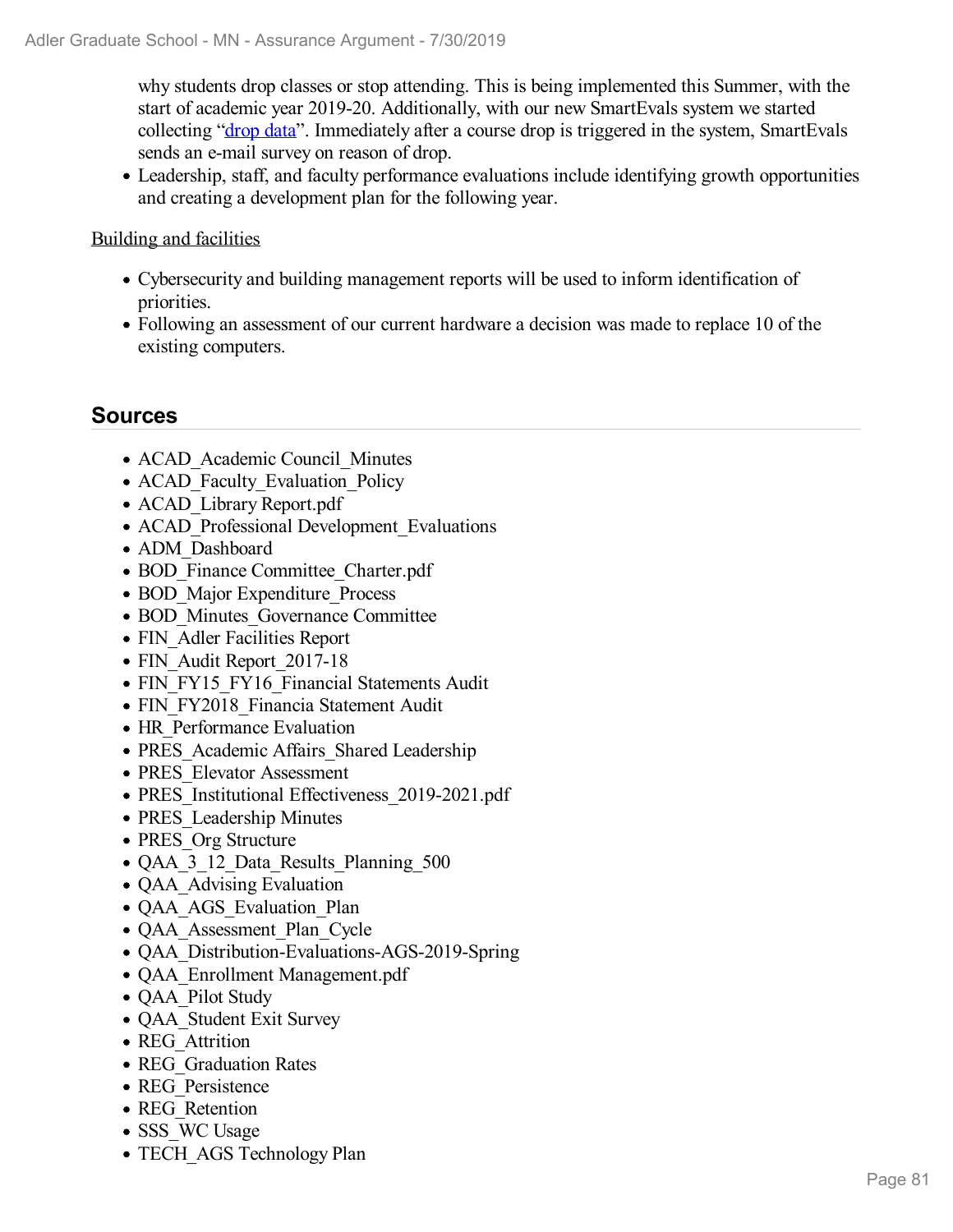why students drop classes or stop attending. This is being implemented this Summer, with the start of academic year 2019-20. Additionally, with our new SmartEvals system we started collecting "drop data". Immediately after a course drop is triggered in the system, SmartEvals sends an e-mail survey on reason of drop.

- Leadership, staff, and faculty performance evaluations include identifying growth opportunities and creating a development plan for the following year.

Building and facilities

- Cybersecurity and building management reports will be used to inform identification of priorities.
- Following an assessment of our current hardware a decision was made to replace 10 of the existing computers.

## Sources

- ACAD_Academic Council_Minutes
- ACAD_Faculty_Evaluation_Policy
- ACAD_Library Report.pdf
- ACAD_Professional Development_Evaluations
- ADM_Dashboard
- BOD_Finance Committee_Charter.pdf
- BOD_Major Expenditure_Process
- BOD_Minutes_Governance Committee
- FIN_Adler Facilities Report
- FIN_Audit Report_2017-18
- FIN_FY15_FY16_Financial Statements Audit
- FIN_FY2018_Financia Statement Audit
- HR_Performance Evaluation
- PRES_Academic Affairs_Shared Leadership
- PRES_Elevator Assessment
- PRES_Institutional Effectiveness_2019-2021.pdf
- PRES_Leadership Minutes
- PRES_Org Structure
- QAA_3_12_Data_Results_Planning_500
- QAA_Advising Evaluation
- QAA_AGS_Evaluation_Plan
- QAA_Assessment_Plan_Cycle
- QAA_Distribution-Evaluations-AGS-2019-Spring
- QAA_Enrollment Management.pdf
- QAA_Pilot Study
- QAA_Student Exit Survey
- REG_Attrition
- REG_Graduation Rates
- REG_Persistence
- REG_Retention
- SSS_WC Usage
- TECH_AGS Technology Plan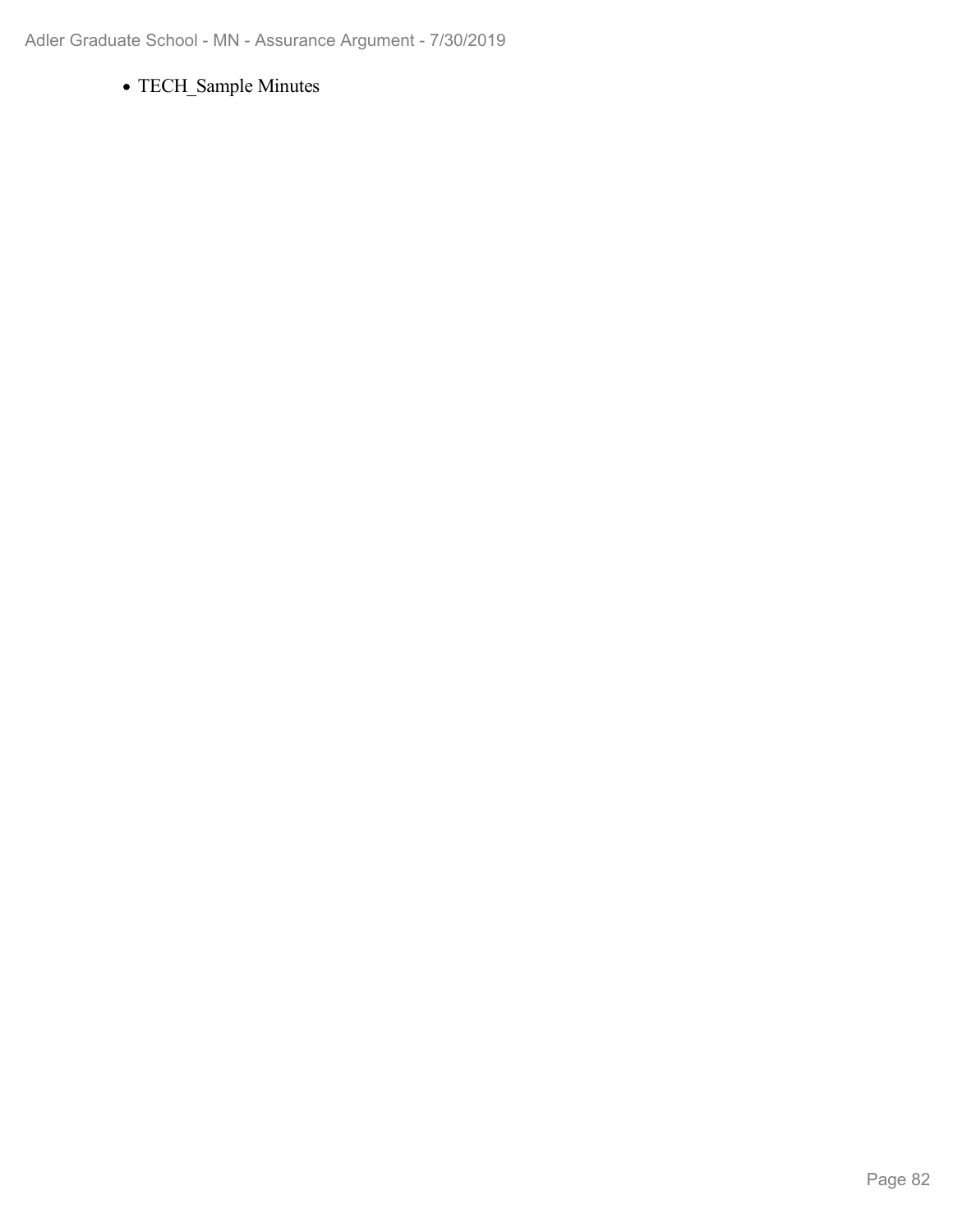- TECH_Sample Minutes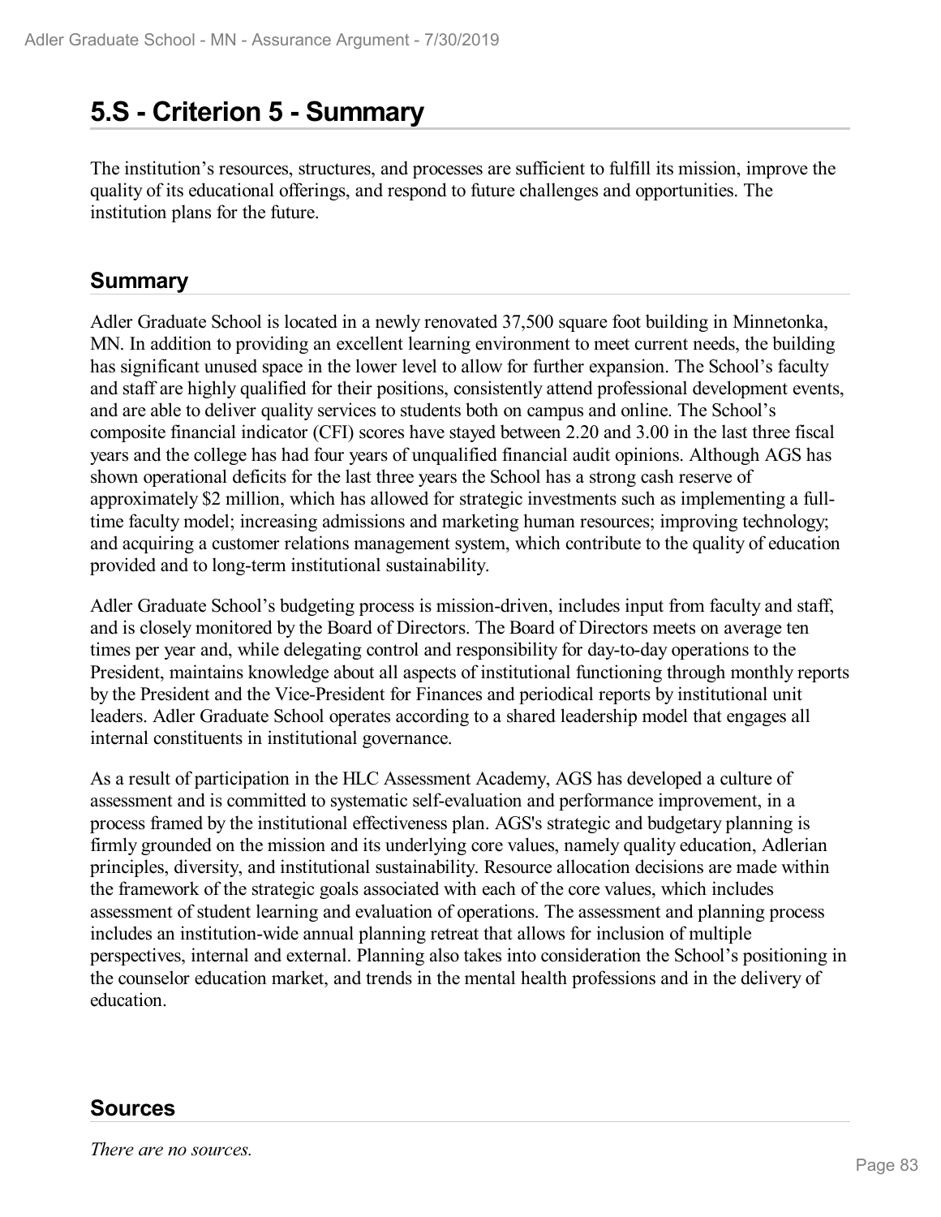# 5.S - Criterion 5 - Summary

The institution's resources, structures, and processes are sufficient to fulfill its mission, improve the quality of its educational offerings, and respond to future challenges and opportunities. The institution plans for the future.

## Summary

Adler Graduate School is located in a newly renovated 37,500 square foot building in Minnetonka, MN. In addition to providing an excellent learning environment to meet current needs, the building has significant unused space in the lower level to allow for further expansion. The School's faculty and staff are highly qualified for their positions, consistently attend professional development events, and are able to deliver quality services to students both on campus and online. The School's composite financial indicator (CFI) scores have stayed between 2.20 and 3.00 in the last three fiscal years and the college has had four years of unqualified financial audit opinions. Although AGS has shown operational deficits for the last three years the School has a strong cash reserve of approximately $2 million, which has allowed for strategic investments such as implementing a full-time faculty model; increasing admissions and marketing human resources; improving technology; and acquiring a customer relations management system, which contribute to the quality of education provided and to long-term institutional sustainability.

Adler Graduate School's budgeting process is mission-driven, includes input from faculty and staff, and is closely monitored by the Board of Directors. The Board of Directors meets on average ten times per year and, while delegating control and responsibility for day-to-day operations to the President, maintains knowledge about all aspects of institutional functioning through monthly reports by the President and the Vice-President for Finances and periodical reports by institutional unit leaders. Adler Graduate School operates according to a shared leadership model that engages all internal constituents in institutional governance.

As a result of participation in the HLC Assessment Academy, AGS has developed a culture of assessment and is committed to systematic self-evaluation and performance improvement, in a process framed by the institutional effectiveness plan. AGS's strategic and budgetary planning is firmly grounded on the mission and its underlying core values, namely quality education, Adlerian principles, diversity, and institutional sustainability. Resource allocation decisions are made within the framework of the strategic goals associated with each of the core values, which includes assessment of student learning and evaluation of operations. The assessment and planning process includes an institution-wide annual planning retreat that allows for inclusion of multiple perspectives, internal and external. Planning also takes into consideration the School's positioning in the counselor education market, and trends in the mental health professions and in the delivery of education.

## Sources

*There are no sources.*